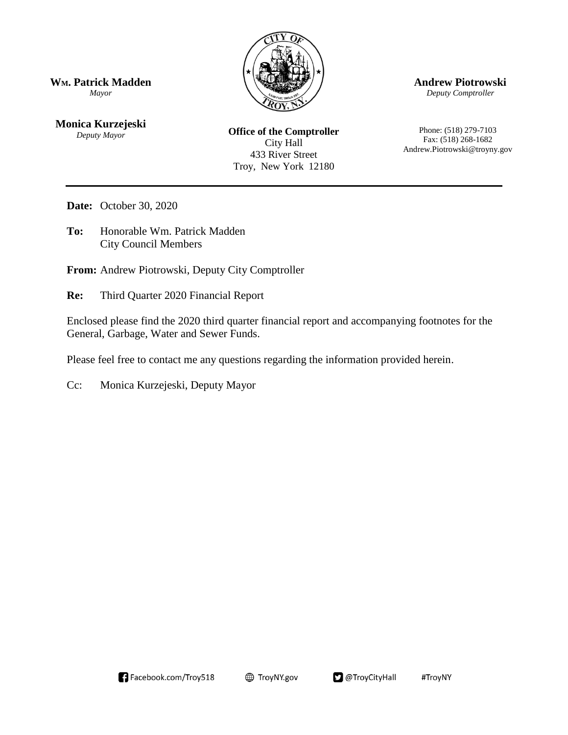**Wm. Patrick Madden**
*Mayor*

**Monica Kurzejeski**
*Deputy Mayor*

**Office of the Comptroller**
City Hall
433 River Street
Troy, New York 12180

**Andrew Piotrowski**
*Deputy Comptroller*

Phone: (518) 279-7103
Fax: (518) 268-1682
Andrew.Piotrowski@troyny.gov

---

**Date:** October 30, 2020

**To:** Honorable Wm. Patrick Madden
City Council Members

**From:** Andrew Piotrowski, Deputy City Comptroller

**Re:** Third Quarter 2020 Financial Report

Enclosed please find the 2020 third quarter financial report and accompanying footnotes for the General, Garbage, Water and Sewer Funds.

Please feel free to contact me any questions regarding the information provided herein.

Cc: Monica Kurzejeski, Deputy Mayor

Facebook.com/Troy518 TroyNY.gov @TroyCityHall #TroyNY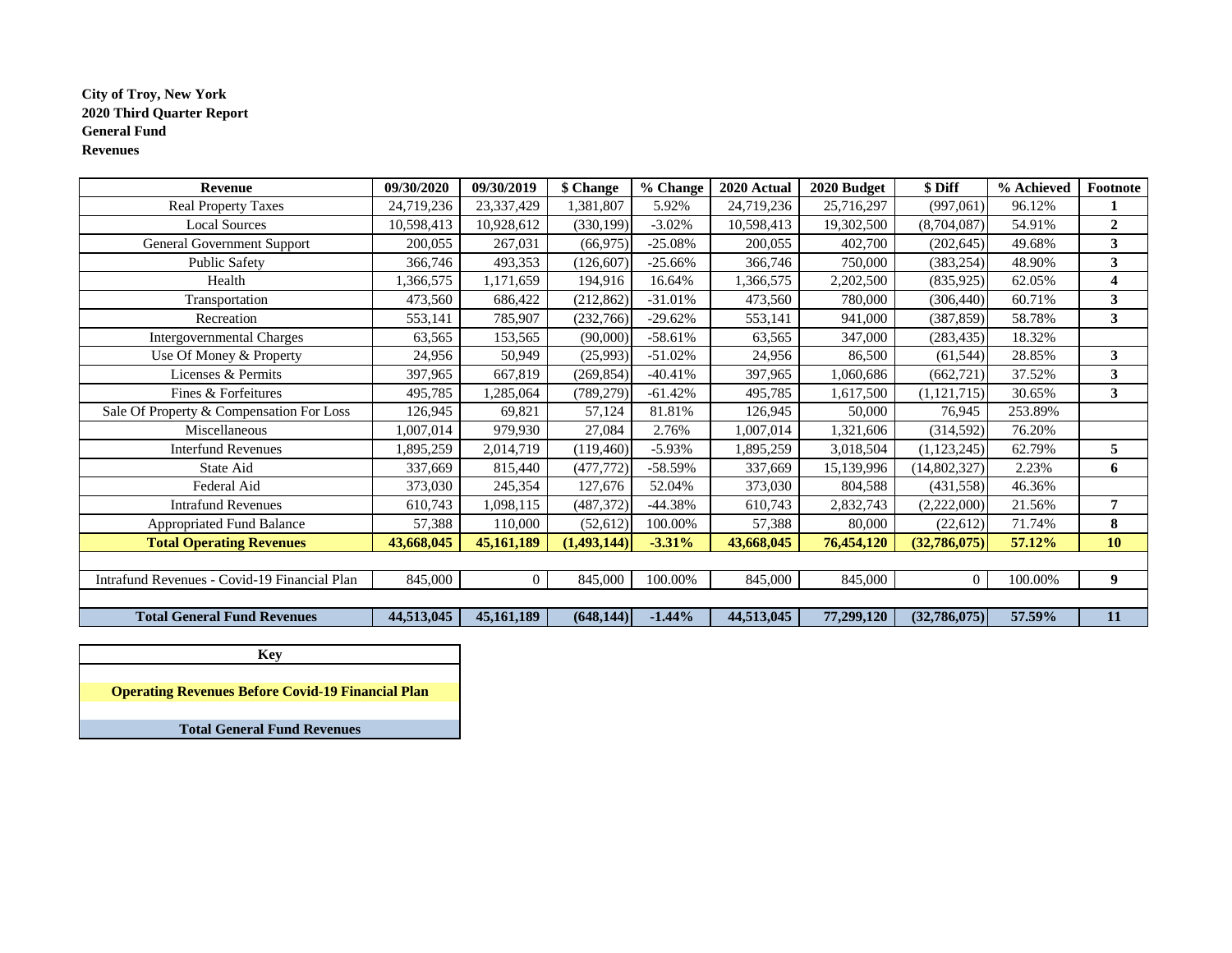**City of Troy, New York**
**2020 Third Quarter Report**
**General Fund**
**Revenues**

| Revenue | 09/30/2020 | 09/30/2019 | $ Change | % Change | 2020 Actual | 2020 Budget | $ Diff | % Achieved | Footnote |
|---|---|---|---|---|---|---|---|---|---|
| Real Property Taxes | 24,719,236 | 23,337,429 | 1,381,807 | 5.92% | 24,719,236 | 25,716,297 | (997,061) | 96.12% | **1** |
| Local Sources | 10,598,413 | 10,928,612 | (330,199) | -3.02% | 10,598,413 | 19,302,500 | (8,704,087) | 54.91% | **2** |
| General Government Support | 200,055 | 267,031 | (66,975) | -25.08% | 200,055 | 402,700 | (202,645) | 49.68% | **3** |
| Public Safety | 366,746 | 493,353 | (126,607) | -25.66% | 366,746 | 750,000 | (383,254) | 48.90% | **3** |
| Health | 1,366,575 | 1,171,659 | 194,916 | 16.64% | 1,366,575 | 2,202,500 | (835,925) | 62.05% | **4** |
| Transportation | 473,560 | 686,422 | (212,862) | -31.01% | 473,560 | 780,000 | (306,440) | 60.71% | **3** |
| Recreation | 553,141 | 785,907 | (232,766) | -29.62% | 553,141 | 941,000 | (387,859) | 58.78% | **3** |
| Intergovernmental Charges | 63,565 | 153,565 | (90,000) | -58.61% | 63,565 | 347,000 | (283,435) | 18.32% | |
| Use Of Money & Property | 24,956 | 50,949 | (25,993) | -51.02% | 24,956 | 86,500 | (61,544) | 28.85% | **3** |
| Licenses & Permits | 397,965 | 667,819 | (269,854) | -40.41% | 397,965 | 1,060,686 | (662,721) | 37.52% | **3** |
| Fines & Forfeitures | 495,785 | 1,285,064 | (789,279) | -61.42% | 495,785 | 1,617,500 | (1,121,715) | 30.65% | **3** |
| Sale Of Property & Compensation For Loss | 126,945 | 69,821 | 57,124 | 81.81% | 126,945 | 50,000 | 76,945 | 253.89% | |
| Miscellaneous | 1,007,014 | 979,930 | 27,084 | 2.76% | 1,007,014 | 1,321,606 | (314,592) | 76.20% | |
| Interfund Revenues | 1,895,259 | 2,014,719 | (119,460) | -5.93% | 1,895,259 | 3,018,504 | (1,123,245) | 62.79% | **5** |
| State Aid | 337,669 | 815,440 | (477,772) | -58.59% | 337,669 | 15,139,996 | (14,802,327) | 2.23% | **6** |
| Federal Aid | 373,030 | 245,354 | 127,676 | 52.04% | 373,030 | 804,588 | (431,558) | 46.36% | |
| Intrafund Revenues | 610,743 | 1,098,115 | (487,372) | -44.38% | 610,743 | 2,832,743 | (2,222,000) | 21.56% | **7** |
| Appropriated Fund Balance | 57,388 | 110,000 | (52,612) | 100.00% | 57,388 | 80,000 | (22,612) | 71.74% | **8** |
| **Total Operating Revenues** | **43,668,045** | **45,161,189** | **(1,493,144)** | **-3.31%** | **43,668,045** | **76,454,120** | **(32,786,075)** | **57.12%** | **10** |
| | | | | | | | | | |
| Intrafund Revenues - Covid-19 Financial Plan | 845,000 | 0 | 845,000 | 100.00% | 845,000 | 845,000 | 0 | 100.00% | **9** |
| | | | | | | | | | |
| **Total General Fund Revenues** | **44,513,045** | **45,161,189** | **(648,144)** | **-1.44%** | **44,513,045** | **77,299,120** | **(32,786,075)** | **57.59%** | **11** |

| Key |
|---|
| |
| **Operating Revenues Before Covid-19 Financial Plan** |
| |
| **Total General Fund Revenues** |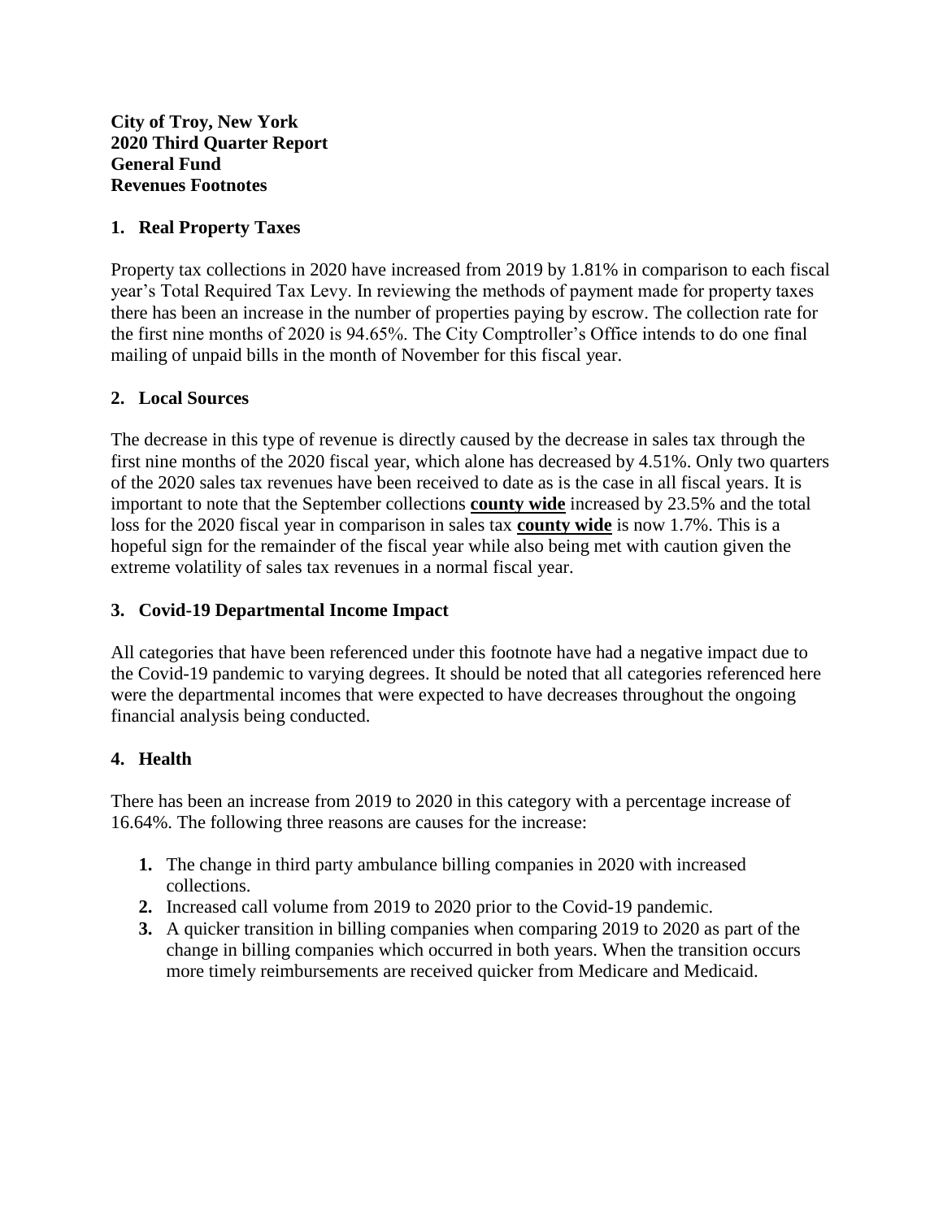**City of Troy, New York**
**2020 Third Quarter Report**
**General Fund**
**Revenues Footnotes**

### 1. Real Property Taxes

Property tax collections in 2020 have increased from 2019 by 1.81% in comparison to each fiscal year's Total Required Tax Levy. In reviewing the methods of payment made for property taxes there has been an increase in the number of properties paying by escrow. The collection rate for the first nine months of 2020 is 94.65%. The City Comptroller's Office intends to do one final mailing of unpaid bills in the month of November for this fiscal year.

### 2. Local Sources

The decrease in this type of revenue is directly caused by the decrease in sales tax through the first nine months of the 2020 fiscal year, which alone has decreased by 4.51%. Only two quarters of the 2020 sales tax revenues have been received to date as is the case in all fiscal years. It is important to note that the September collections **<u>county wide</u>** increased by 23.5% and the total loss for the 2020 fiscal year in comparison in sales tax **<u>county wide</u>** is now 1.7%. This is a hopeful sign for the remainder of the fiscal year while also being met with caution given the extreme volatility of sales tax revenues in a normal fiscal year.

### 3. Covid-19 Departmental Income Impact

All categories that have been referenced under this footnote have had a negative impact due to the Covid-19 pandemic to varying degrees. It should be noted that all categories referenced here were the departmental incomes that were expected to have decreases throughout the ongoing financial analysis being conducted.

### 4. Health

There has been an increase from 2019 to 2020 in this category with a percentage increase of 16.64%. The following three reasons are causes for the increase:

1. The change in third party ambulance billing companies in 2020 with increased collections.
2. Increased call volume from 2019 to 2020 prior to the Covid-19 pandemic.
3. A quicker transition in billing companies when comparing 2019 to 2020 as part of the change in billing companies which occurred in both years. When the transition occurs more timely reimbursements are received quicker from Medicare and Medicaid.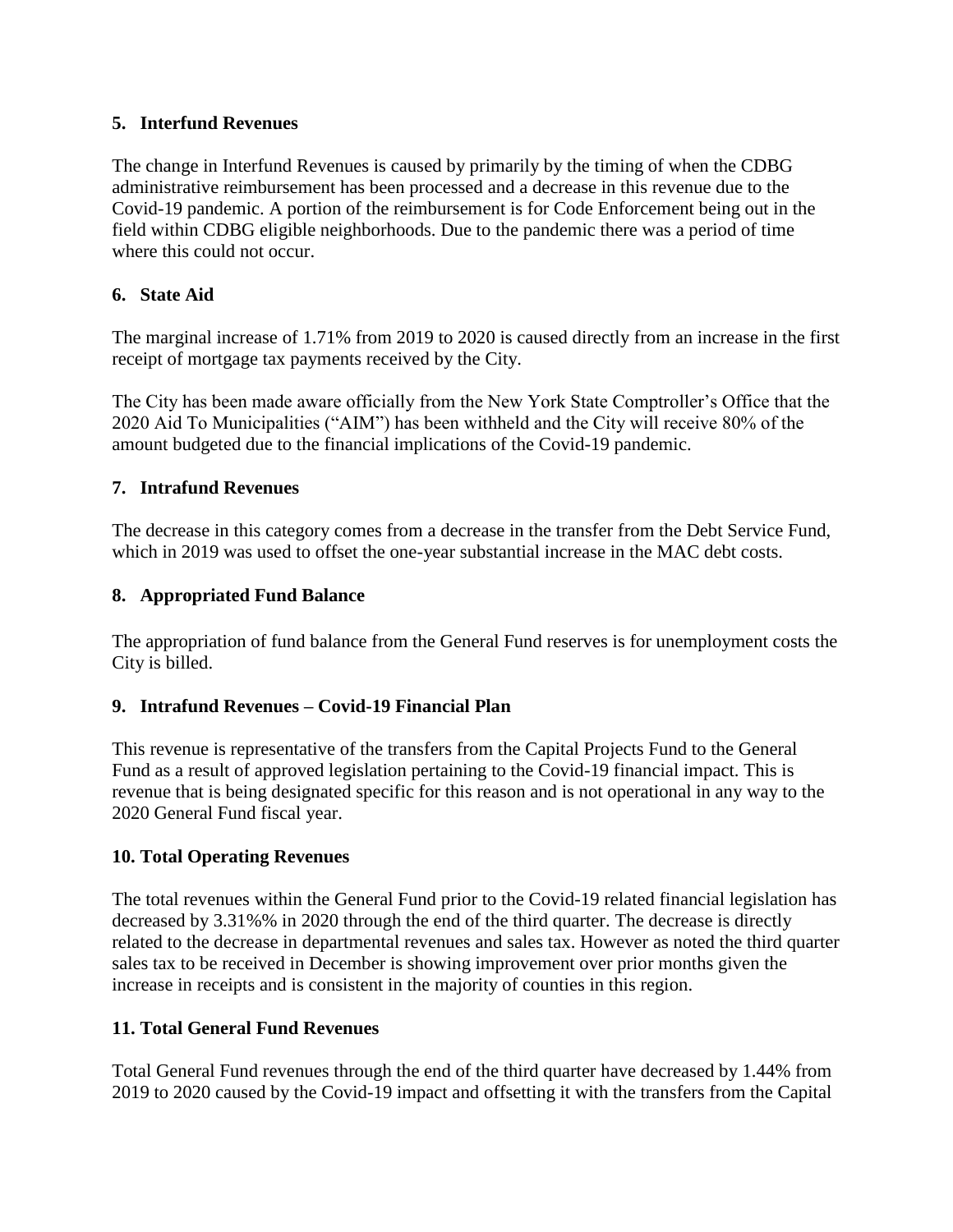### 5. Interfund Revenues

The change in Interfund Revenues is caused by primarily by the timing of when the CDBG administrative reimbursement has been processed and a decrease in this revenue due to the Covid-19 pandemic. A portion of the reimbursement is for Code Enforcement being out in the field within CDBG eligible neighborhoods. Due to the pandemic there was a period of time where this could not occur.

### 6. State Aid

The marginal increase of 1.71% from 2019 to 2020 is caused directly from an increase in the first receipt of mortgage tax payments received by the City.

The City has been made aware officially from the New York State Comptroller's Office that the 2020 Aid To Municipalities ("AIM") has been withheld and the City will receive 80% of the amount budgeted due to the financial implications of the Covid-19 pandemic.

### 7. Intrafund Revenues

The decrease in this category comes from a decrease in the transfer from the Debt Service Fund, which in 2019 was used to offset the one-year substantial increase in the MAC debt costs.

### 8. Appropriated Fund Balance

The appropriation of fund balance from the General Fund reserves is for unemployment costs the City is billed.

### 9. Intrafund Revenues – Covid-19 Financial Plan

This revenue is representative of the transfers from the Capital Projects Fund to the General Fund as a result of approved legislation pertaining to the Covid-19 financial impact. This is revenue that is being designated specific for this reason and is not operational in any way to the 2020 General Fund fiscal year.

### 10. Total Operating Revenues

The total revenues within the General Fund prior to the Covid-19 related financial legislation has decreased by 3.31%% in 2020 through the end of the third quarter. The decrease is directly related to the decrease in departmental revenues and sales tax. However as noted the third quarter sales tax to be received in December is showing improvement over prior months given the increase in receipts and is consistent in the majority of counties in this region.

### 11. Total General Fund Revenues

Total General Fund revenues through the end of the third quarter have decreased by 1.44% from 2019 to 2020 caused by the Covid-19 impact and offsetting it with the transfers from the Capital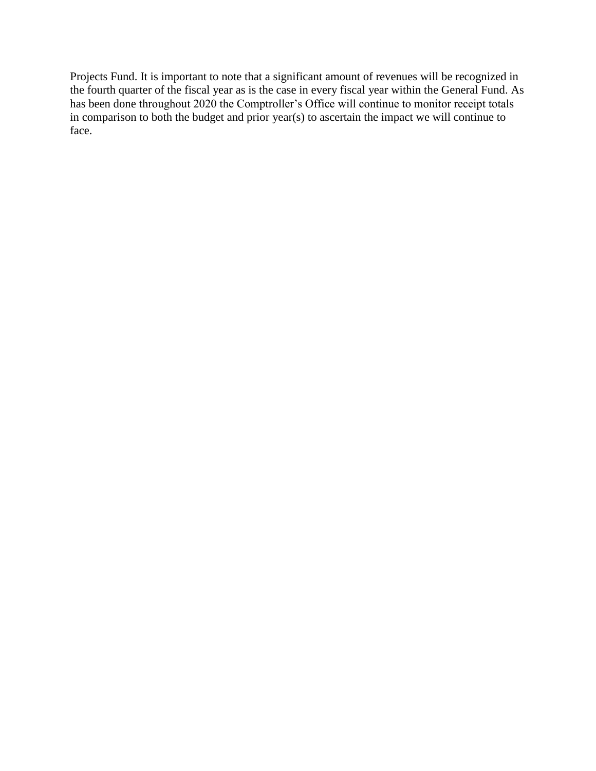Projects Fund. It is important to note that a significant amount of revenues will be recognized in the fourth quarter of the fiscal year as is the case in every fiscal year within the General Fund. As has been done throughout 2020 the Comptroller's Office will continue to monitor receipt totals in comparison to both the budget and prior year(s) to ascertain the impact we will continue to face.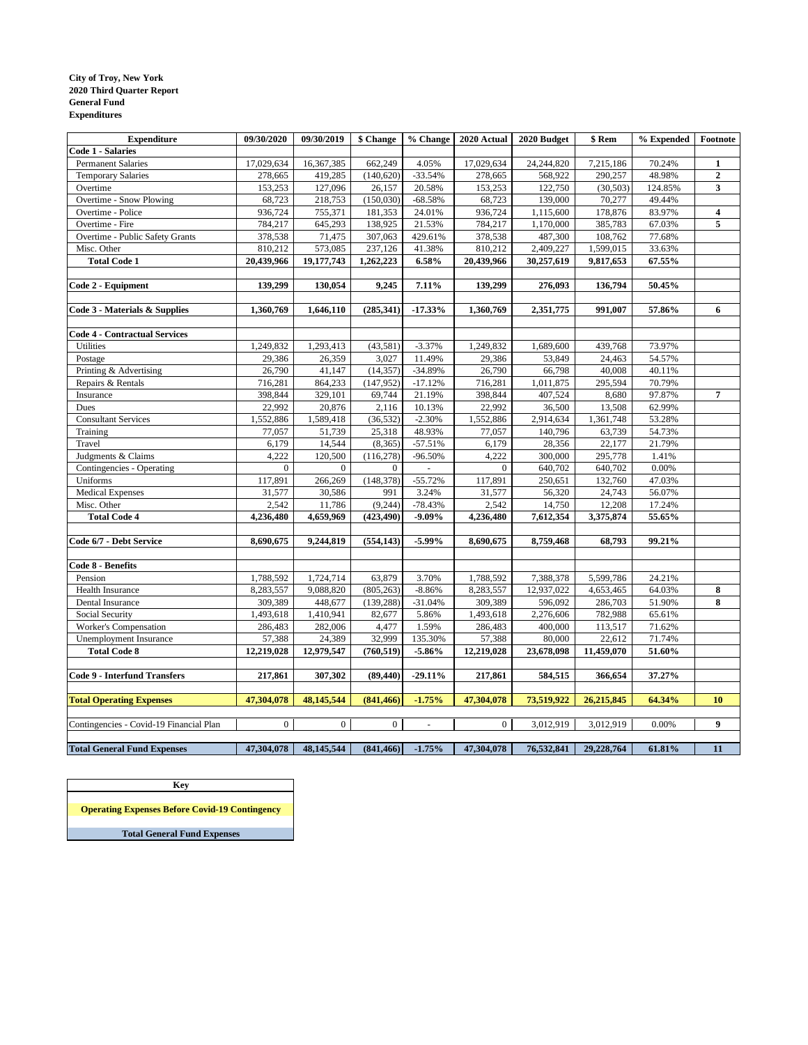**City of Troy, New York**
**2020 Third Quarter Report**
**General Fund**
**Expenditures**

| Expenditure | 09/30/2020 | 09/30/2019 | $ Change | % Change | 2020 Actual | 2020 Budget | $ Rem | % Expended | Footnote |
|---|---|---|---|---|---|---|---|---|---|
| **Code 1 - Salaries** | | | | | | | | | |
| Permanent Salaries | 17,029,634 | 16,367,385 | 662,249 | 4.05% | 17,029,634 | 24,244,820 | 7,215,186 | 70.24% | 1 |
| Temporary Salaries | 278,665 | 419,285 | (140,620) | -33.54% | 278,665 | 568,922 | 290,257 | 48.98% | 2 |
| Overtime | 153,253 | 127,096 | 26,157 | 20.58% | 153,253 | 122,750 | (30,503) | 124.85% | 3 |
| Overtime - Snow Plowing | 68,723 | 218,753 | (150,030) | -68.58% | 68,723 | 139,000 | 70,277 | 49.44% | |
| Overtime - Police | 936,724 | 755,371 | 181,353 | 24.01% | 936,724 | 1,115,600 | 178,876 | 83.97% | 4 |
| Overtime - Fire | 784,217 | 645,293 | 138,925 | 21.53% | 784,217 | 1,170,000 | 385,783 | 67.03% | 5 |
| Overtime - Public Safety Grants | 378,538 | 71,475 | 307,063 | 429.61% | 378,538 | 487,300 | 108,762 | 77.68% | |
| Misc. Other | 810,212 | 573,085 | 237,126 | 41.38% | 810,212 | 2,409,227 | 1,599,015 | 33.63% | |
| **Total Code 1** | **20,439,966** | **19,177,743** | **1,262,223** | **6.58%** | **20,439,966** | **30,257,619** | **9,817,653** | **67.55%** | |
| | | | | | | | | | |
| **Code 2 - Equipment** | **139,299** | **130,054** | **9,245** | **7.11%** | **139,299** | **276,093** | **136,794** | **50.45%** | |
| | | | | | | | | | |
| **Code 3 - Materials & Supplies** | **1,360,769** | **1,646,110** | **(285,341)** | **-17.33%** | **1,360,769** | **2,351,775** | **991,007** | **57.86%** | 6 |
| | | | | | | | | | |
| **Code 4 - Contractual Services** | | | | | | | | | |
| Utilities | 1,249,832 | 1,293,413 | (43,581) | -3.37% | 1,249,832 | 1,689,600 | 439,768 | 73.97% | |
| Postage | 29,386 | 26,359 | 3,027 | 11.49% | 29,386 | 53,849 | 24,463 | 54.57% | |
| Printing & Advertising | 26,790 | 41,147 | (14,357) | -34.89% | 26,790 | 66,798 | 40,008 | 40.11% | |
| Repairs & Rentals | 716,281 | 864,233 | (147,952) | -17.12% | 716,281 | 1,011,875 | 295,594 | 70.79% | |
| Insurance | 398,844 | 329,101 | 69,744 | 21.19% | 398,844 | 407,524 | 8,680 | 97.87% | 7 |
| Dues | 22,992 | 20,876 | 2,116 | 10.13% | 22,992 | 36,500 | 13,508 | 62.99% | |
| Consultant Services | 1,552,886 | 1,589,418 | (36,532) | -2.30% | 1,552,886 | 2,914,634 | 1,361,748 | 53.28% | |
| Training | 77,057 | 51,739 | 25,318 | 48.93% | 77,057 | 140,796 | 63,739 | 54.73% | |
| Travel | 6,179 | 14,544 | (8,365) | -57.51% | 6,179 | 28,356 | 22,177 | 21.79% | |
| Judgments & Claims | 4,222 | 120,500 | (116,278) | -96.50% | 4,222 | 300,000 | 295,778 | 1.41% | |
| Contingencies - Operating | 0 | 0 | 0 | - | 0 | 640,702 | 640,702 | 0.00% | |
| Uniforms | 117,891 | 266,269 | (148,378) | -55.72% | 117,891 | 250,651 | 132,760 | 47.03% | |
| Medical Expenses | 31,577 | 30,586 | 991 | 3.24% | 31,577 | 56,320 | 24,743 | 56.07% | |
| Misc. Other | 2,542 | 11,786 | (9,244) | -78.43% | 2,542 | 14,750 | 12,208 | 17.24% | |
| **Total Code 4** | **4,236,480** | **4,659,969** | **(423,490)** | **-9.09%** | **4,236,480** | **7,612,354** | **3,375,874** | **55.65%** | |
| | | | | | | | | | |
| **Code 6/7 - Debt Service** | **8,690,675** | **9,244,819** | **(554,143)** | **-5.99%** | **8,690,675** | **8,759,468** | **68,793** | **99.21%** | |
| | | | | | | | | | |
| **Code 8 - Benefits** | | | | | | | | | |
| Pension | 1,788,592 | 1,724,714 | 63,879 | 3.70% | 1,788,592 | 7,388,378 | 5,599,786 | 24.21% | |
| Health Insurance | 8,283,557 | 9,088,820 | (805,263) | -8.86% | 8,283,557 | 12,937,022 | 4,653,465 | 64.03% | 8 |
| Dental Insurance | 309,389 | 448,677 | (139,288) | -31.04% | 309,389 | 596,092 | 286,703 | 51.90% | 8 |
| Social Security | 1,493,618 | 1,410,941 | 82,677 | 5.86% | 1,493,618 | 2,276,606 | 782,988 | 65.61% | |
| Worker's Compensation | 286,483 | 282,006 | 4,477 | 1.59% | 286,483 | 400,000 | 113,517 | 71.62% | |
| Unemployment Insurance | 57,388 | 24,389 | 32,999 | 135.30% | 57,388 | 80,000 | 22,612 | 71.74% | |
| **Total Code 8** | **12,219,028** | **12,979,547** | **(760,519)** | **-5.86%** | **12,219,028** | **23,678,098** | **11,459,070** | **51.60%** | |
| | | | | | | | | | |
| **Code 9 - Interfund Transfers** | **217,861** | **307,302** | **(89,440)** | **-29.11%** | **217,861** | **584,515** | **366,654** | **37.27%** | |
| | | | | | | | | | |
| **Total Operating Expenses** | **47,304,078** | **48,145,544** | **(841,466)** | **-1.75%** | **47,304,078** | **73,519,922** | **26,215,845** | **64.34%** | **10** |
| | | | | | | | | | |
| Contingencies - Covid-19 Financial Plan | 0 | 0 | 0 | - | 0 | 3,012,919 | 3,012,919 | 0.00% | 9 |
| | | | | | | | | | |
| **Total General Fund Expenses** | **47,304,078** | **48,145,544** | **(841,466)** | **-1.75%** | **47,304,078** | **76,532,841** | **29,228,764** | **61.81%** | **11** |

| Key |
|---|
| **Operating Expenses Before Covid-19 Contingency** |
| **Total General Fund Expenses** |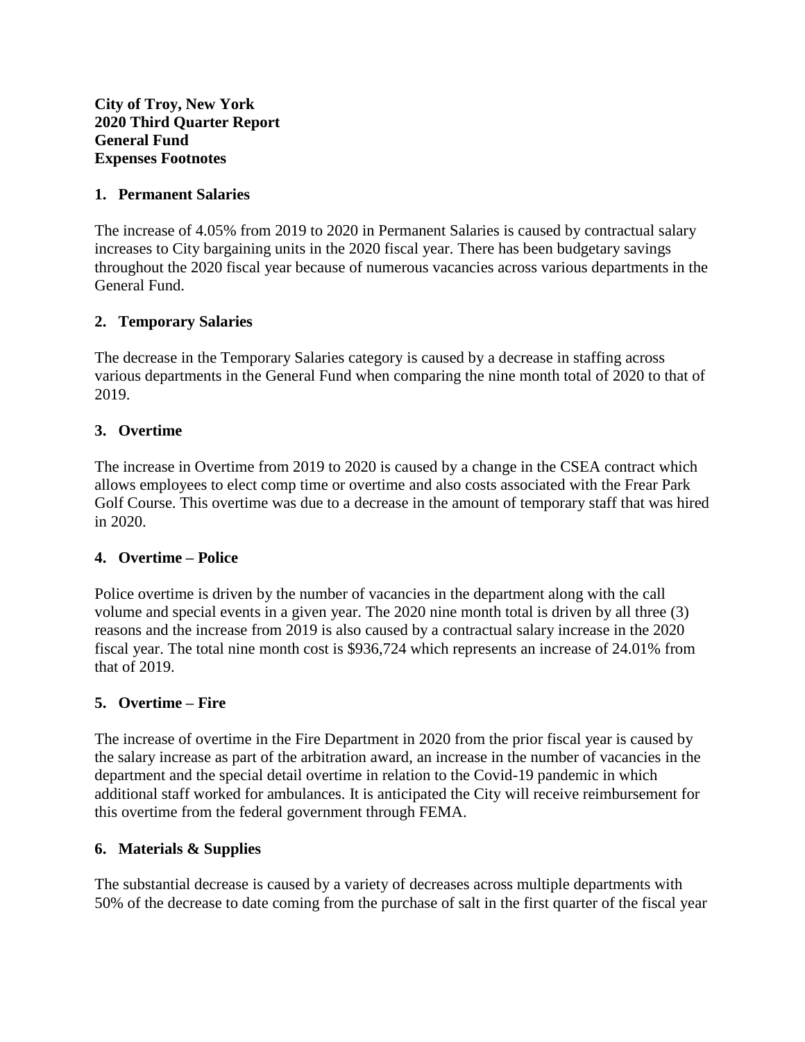**City of Troy, New York**
**2020 Third Quarter Report**
**General Fund**
**Expenses Footnotes**

**1. Permanent Salaries**

The increase of 4.05% from 2019 to 2020 in Permanent Salaries is caused by contractual salary increases to City bargaining units in the 2020 fiscal year. There has been budgetary savings throughout the 2020 fiscal year because of numerous vacancies across various departments in the General Fund.

**2. Temporary Salaries**

The decrease in the Temporary Salaries category is caused by a decrease in staffing across various departments in the General Fund when comparing the nine month total of 2020 to that of 2019.

**3. Overtime**

The increase in Overtime from 2019 to 2020 is caused by a change in the CSEA contract which allows employees to elect comp time or overtime and also costs associated with the Frear Park Golf Course. This overtime was due to a decrease in the amount of temporary staff that was hired in 2020.

**4. Overtime – Police**

Police overtime is driven by the number of vacancies in the department along with the call volume and special events in a given year. The 2020 nine month total is driven by all three (3) reasons and the increase from 2019 is also caused by a contractual salary increase in the 2020 fiscal year. The total nine month cost is $936,724 which represents an increase of 24.01% from that of 2019.

**5. Overtime – Fire**

The increase of overtime in the Fire Department in 2020 from the prior fiscal year is caused by the salary increase as part of the arbitration award, an increase in the number of vacancies in the department and the special detail overtime in relation to the Covid-19 pandemic in which additional staff worked for ambulances. It is anticipated the City will receive reimbursement for this overtime from the federal government through FEMA.

**6. Materials & Supplies**

The substantial decrease is caused by a variety of decreases across multiple departments with 50% of the decrease to date coming from the purchase of salt in the first quarter of the fiscal year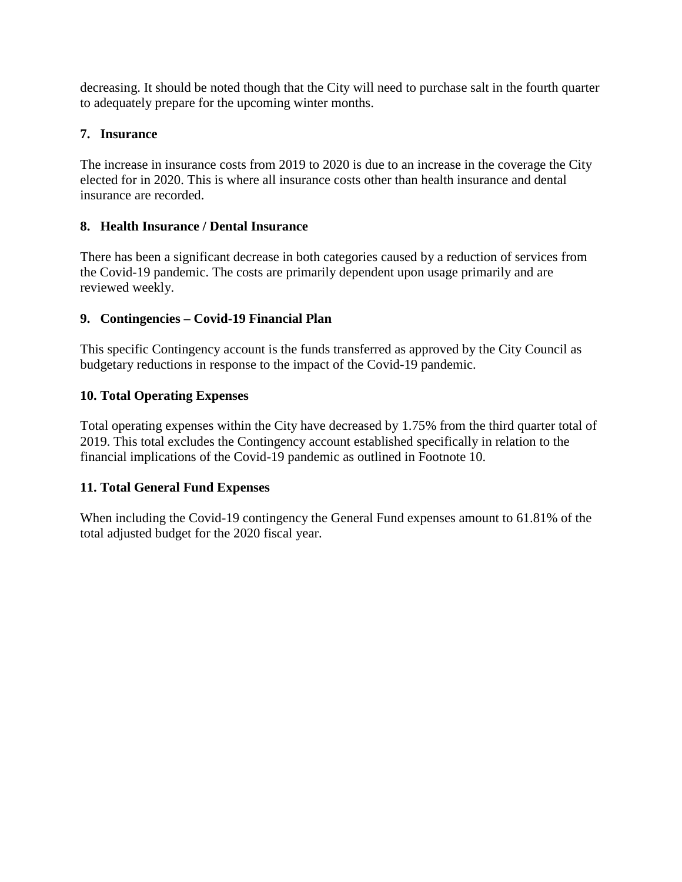decreasing. It should be noted though that the City will need to purchase salt in the fourth quarter to adequately prepare for the upcoming winter months.

### 7. Insurance

The increase in insurance costs from 2019 to 2020 is due to an increase in the coverage the City elected for in 2020. This is where all insurance costs other than health insurance and dental insurance are recorded.

### 8. Health Insurance / Dental Insurance

There has been a significant decrease in both categories caused by a reduction of services from the Covid-19 pandemic. The costs are primarily dependent upon usage primarily and are reviewed weekly.

### 9. Contingencies – Covid-19 Financial Plan

This specific Contingency account is the funds transferred as approved by the City Council as budgetary reductions in response to the impact of the Covid-19 pandemic.

### 10. Total Operating Expenses

Total operating expenses within the City have decreased by 1.75% from the third quarter total of 2019. This total excludes the Contingency account established specifically in relation to the financial implications of the Covid-19 pandemic as outlined in Footnote 10.

### 11. Total General Fund Expenses

When including the Covid-19 contingency the General Fund expenses amount to 61.81% of the total adjusted budget for the 2020 fiscal year.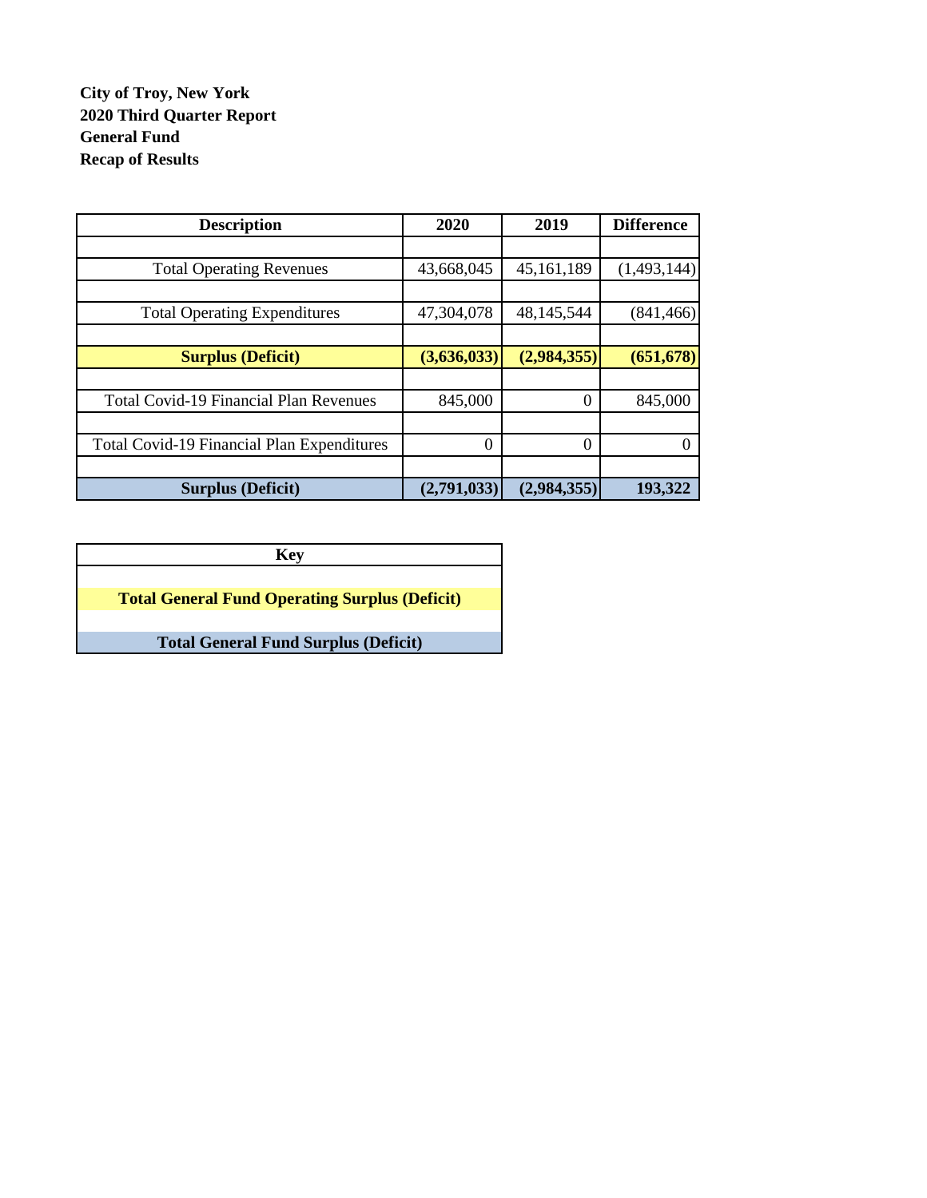**City of Troy, New York**
**2020 Third Quarter Report**
**General Fund**
**Recap of Results**

| Description | 2020 | 2019 | Difference |
|---|---|---|---|
| | | | |
| Total Operating Revenues | 43,668,045 | 45,161,189 | (1,493,144) |
| | | | |
| Total Operating Expenditures | 47,304,078 | 48,145,544 | (841,466) |
| | | | |
| **Surplus (Deficit)** | **(3,636,033)** | **(2,984,355)** | **(651,678)** |
| | | | |
| Total Covid-19 Financial Plan Revenues | 845,000 | 0 | 845,000 |
| | | | |
| Total Covid-19 Financial Plan Expenditures | 0 | 0 | 0 |
| | | | |
| **Surplus (Deficit)** | **(2,791,033)** | **(2,984,355)** | **193,322** |

| Key |
|---|
| |
| **Total General Fund Operating Surplus (Deficit)** |
| |
| **Total General Fund Surplus (Deficit)** |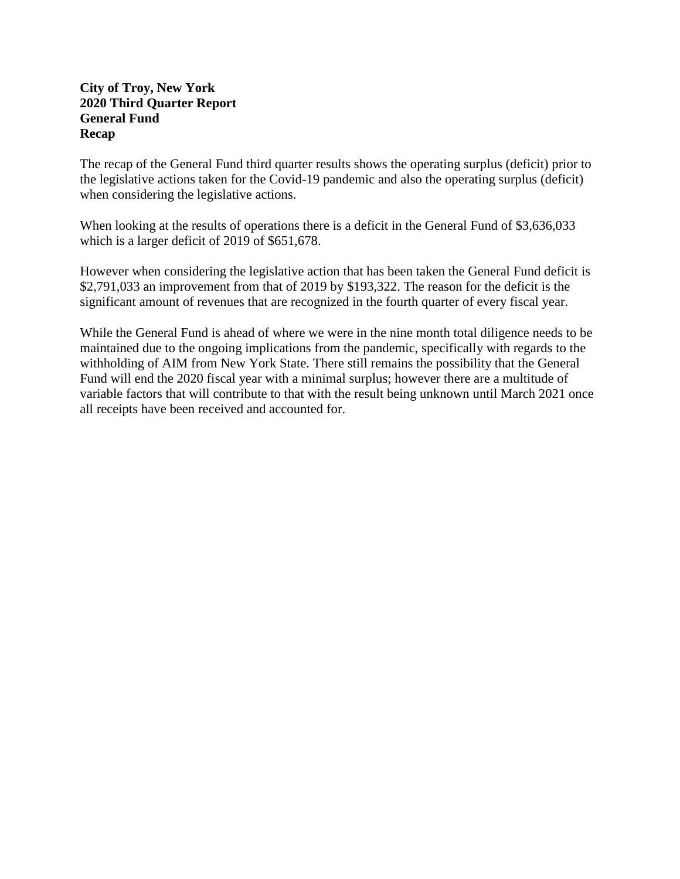**City of Troy, New York**
**2020 Third Quarter Report**
**General Fund**
**Recap**

The recap of the General Fund third quarter results shows the operating surplus (deficit) prior to the legislative actions taken for the Covid-19 pandemic and also the operating surplus (deficit) when considering the legislative actions.

When looking at the results of operations there is a deficit in the General Fund of $3,636,033 which is a larger deficit of 2019 of $651,678.

However when considering the legislative action that has been taken the General Fund deficit is $2,791,033 an improvement from that of 2019 by $193,322. The reason for the deficit is the significant amount of revenues that are recognized in the fourth quarter of every fiscal year.

While the General Fund is ahead of where we were in the nine month total diligence needs to be maintained due to the ongoing implications from the pandemic, specifically with regards to the withholding of AIM from New York State. There still remains the possibility that the General Fund will end the 2020 fiscal year with a minimal surplus; however there are a multitude of variable factors that will contribute to that with the result being unknown until March 2021 once all receipts have been received and accounted for.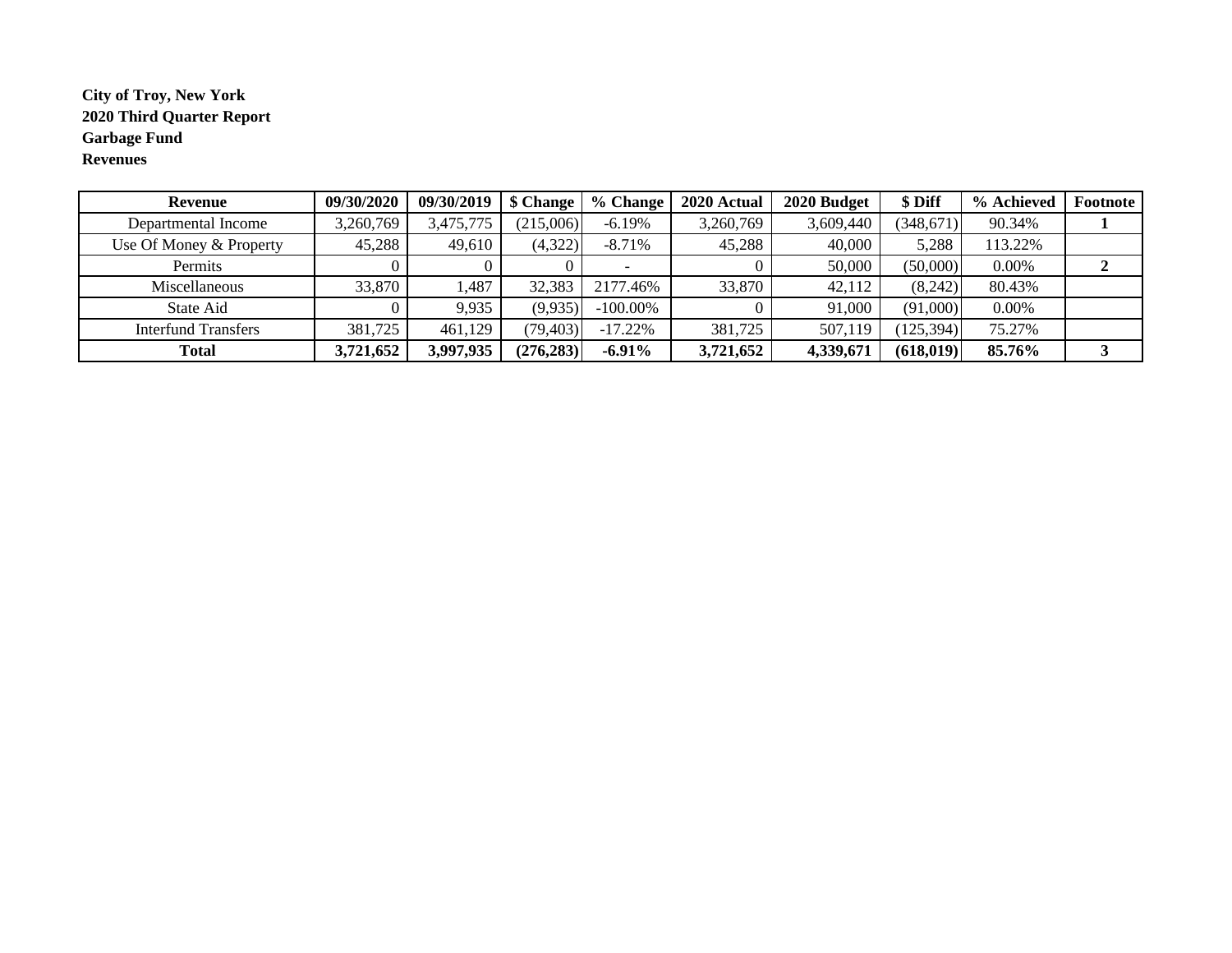**City of Troy, New York**
**2020 Third Quarter Report**
**Garbage Fund**
**Revenues**

| Revenue | 09/30/2020 | 09/30/2019 | $ Change | % Change | 2020 Actual | 2020 Budget | $ Diff | % Achieved | Footnote |
|---|---|---|---|---|---|---|---|---|---|
| Departmental Income | 3,260,769 | 3,475,775 | (215,006) | -6.19% | 3,260,769 | 3,609,440 | (348,671) | 90.34% | **1** |
| Use Of Money & Property | 45,288 | 49,610 | (4,322) | -8.71% | 45,288 | 40,000 | 5,288 | 113.22% | |
| Permits | 0 | 0 | 0 | - | 0 | 50,000 | (50,000) | 0.00% | **2** |
| Miscellaneous | 33,870 | 1,487 | 32,383 | 2177.46% | 33,870 | 42,112 | (8,242) | 80.43% | |
| State Aid | 0 | 9,935 | (9,935) | -100.00% | 0 | 91,000 | (91,000) | 0.00% | |
| Interfund Transfers | 381,725 | 461,129 | (79,403) | -17.22% | 381,725 | 507,119 | (125,394) | 75.27% | |
| **Total** | **3,721,652** | **3,997,935** | **(276,283)** | **-6.91%** | **3,721,652** | **4,339,671** | **(618,019)** | **85.76%** | **3** |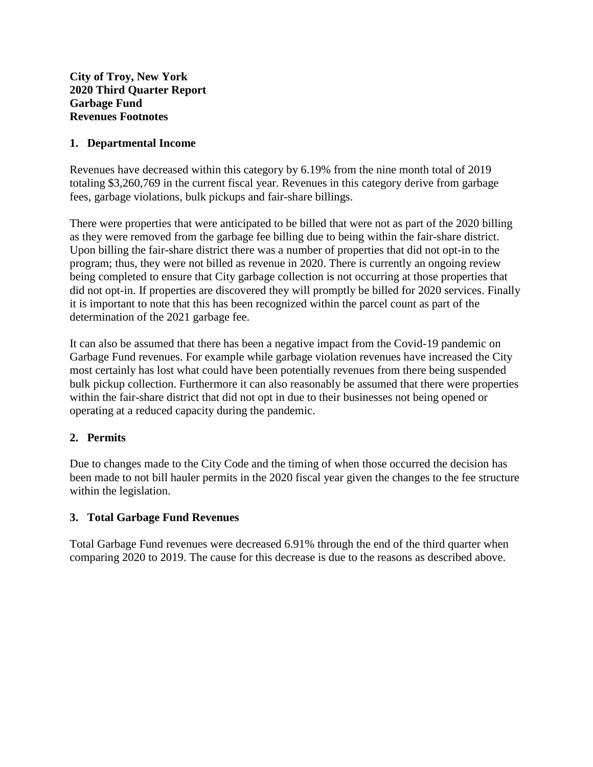**City of Troy, New York**
**2020 Third Quarter Report**
**Garbage Fund**
**Revenues Footnotes**

**1. Departmental Income**

Revenues have decreased within this category by 6.19% from the nine month total of 2019 totaling $3,260,769 in the current fiscal year. Revenues in this category derive from garbage fees, garbage violations, bulk pickups and fair-share billings.

There were properties that were anticipated to be billed that were not as part of the 2020 billing as they were removed from the garbage fee billing due to being within the fair-share district. Upon billing the fair-share district there was a number of properties that did not opt-in to the program; thus, they were not billed as revenue in 2020. There is currently an ongoing review being completed to ensure that City garbage collection is not occurring at those properties that did not opt-in. If properties are discovered they will promptly be billed for 2020 services. Finally it is important to note that this has been recognized within the parcel count as part of the determination of the 2021 garbage fee.

It can also be assumed that there has been a negative impact from the Covid-19 pandemic on Garbage Fund revenues. For example while garbage violation revenues have increased the City most certainly has lost what could have been potentially revenues from there being suspended bulk pickup collection. Furthermore it can also reasonably be assumed that there were properties within the fair-share district that did not opt in due to their businesses not being opened or operating at a reduced capacity during the pandemic.

**2. Permits**

Due to changes made to the City Code and the timing of when those occurred the decision has been made to not bill hauler permits in the 2020 fiscal year given the changes to the fee structure within the legislation.

**3. Total Garbage Fund Revenues**

Total Garbage Fund revenues were decreased 6.91% through the end of the third quarter when comparing 2020 to 2019. The cause for this decrease is due to the reasons as described above.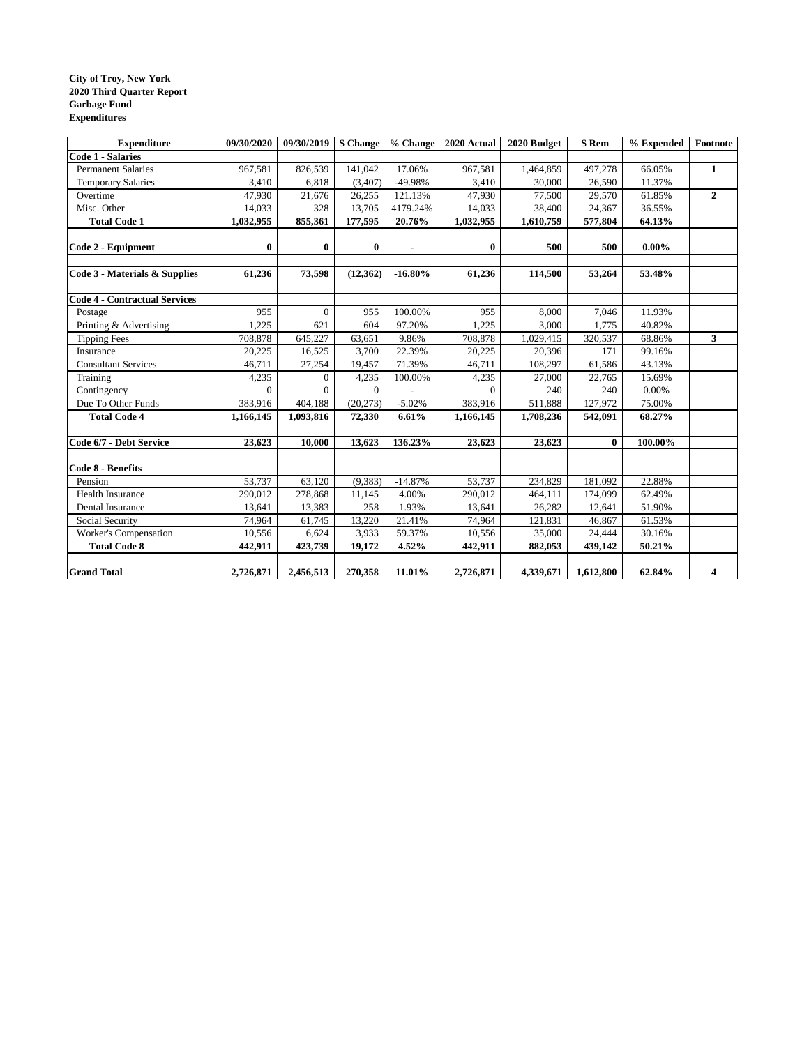**City of Troy, New York**
**2020 Third Quarter Report**
**Garbage Fund**
**Expenditures**

| Expenditure | 09/30/2020 | 09/30/2019 | $ Change | % Change | 2020 Actual | 2020 Budget | $ Rem | % Expended | Footnote |
|---|---|---|---|---|---|---|---|---|---|
| **Code 1 - Salaries** | | | | | | | | | |
| Permanent Salaries | 967,581 | 826,539 | 141,042 | 17.06% | 967,581 | 1,464,859 | 497,278 | 66.05% | **1** |
| Temporary Salaries | 3,410 | 6,818 | (3,407) | -49.98% | 3,410 | 30,000 | 26,590 | 11.37% | |
| Overtime | 47,930 | 21,676 | 26,255 | 121.13% | 47,930 | 77,500 | 29,570 | 61.85% | **2** |
| Misc. Other | 14,033 | 328 | 13,705 | 4179.24% | 14,033 | 38,400 | 24,367 | 36.55% | |
| **Total Code 1** | **1,032,955** | **855,361** | **177,595** | **20.76%** | **1,032,955** | **1,610,759** | **577,804** | **64.13%** | |
| | | | | | | | | | |
| **Code 2 - Equipment** | **0** | **0** | **0** | **-** | **0** | **500** | **500** | **0.00%** | |
| | | | | | | | | | |
| **Code 3 - Materials & Supplies** | **61,236** | **73,598** | **(12,362)** | **-16.80%** | **61,236** | **114,500** | **53,264** | **53.48%** | |
| | | | | | | | | | |
| **Code 4 - Contractual Services** | | | | | | | | | |
| Postage | 955 | 0 | 955 | 100.00% | 955 | 8,000 | 7,046 | 11.93% | |
| Printing & Advertising | 1,225 | 621 | 604 | 97.20% | 1,225 | 3,000 | 1,775 | 40.82% | |
| Tipping Fees | 708,878 | 645,227 | 63,651 | 9.86% | 708,878 | 1,029,415 | 320,537 | 68.86% | **3** |
| Insurance | 20,225 | 16,525 | 3,700 | 22.39% | 20,225 | 20,396 | 171 | 99.16% | |
| Consultant Services | 46,711 | 27,254 | 19,457 | 71.39% | 46,711 | 108,297 | 61,586 | 43.13% | |
| Training | 4,235 | 0 | 4,235 | 100.00% | 4,235 | 27,000 | 22,765 | 15.69% | |
| Contingency | 0 | 0 | 0 | - | 0 | 240 | 240 | 0.00% | |
| Due To Other Funds | 383,916 | 404,188 | (20,273) | -5.02% | 383,916 | 511,888 | 127,972 | 75.00% | |
| **Total Code 4** | **1,166,145** | **1,093,816** | **72,330** | **6.61%** | **1,166,145** | **1,708,236** | **542,091** | **68.27%** | |
| | | | | | | | | | |
| **Code 6/7 - Debt Service** | **23,623** | **10,000** | **13,623** | **136.23%** | **23,623** | **23,623** | **0** | **100.00%** | |
| | | | | | | | | | |
| **Code 8 - Benefits** | | | | | | | | | |
| Pension | 53,737 | 63,120 | (9,383) | -14.87% | 53,737 | 234,829 | 181,092 | 22.88% | |
| Health Insurance | 290,012 | 278,868 | 11,145 | 4.00% | 290,012 | 464,111 | 174,099 | 62.49% | |
| Dental Insurance | 13,641 | 13,383 | 258 | 1.93% | 13,641 | 26,282 | 12,641 | 51.90% | |
| Social Security | 74,964 | 61,745 | 13,220 | 21.41% | 74,964 | 121,831 | 46,867 | 61.53% | |
| Worker's Compensation | 10,556 | 6,624 | 3,933 | 59.37% | 10,556 | 35,000 | 24,444 | 30.16% | |
| **Total Code 8** | **442,911** | **423,739** | **19,172** | **4.52%** | **442,911** | **882,053** | **439,142** | **50.21%** | |
| | | | | | | | | | |
| **Grand Total** | **2,726,871** | **2,456,513** | **270,358** | **11.01%** | **2,726,871** | **4,339,671** | **1,612,800** | **62.84%** | **4** |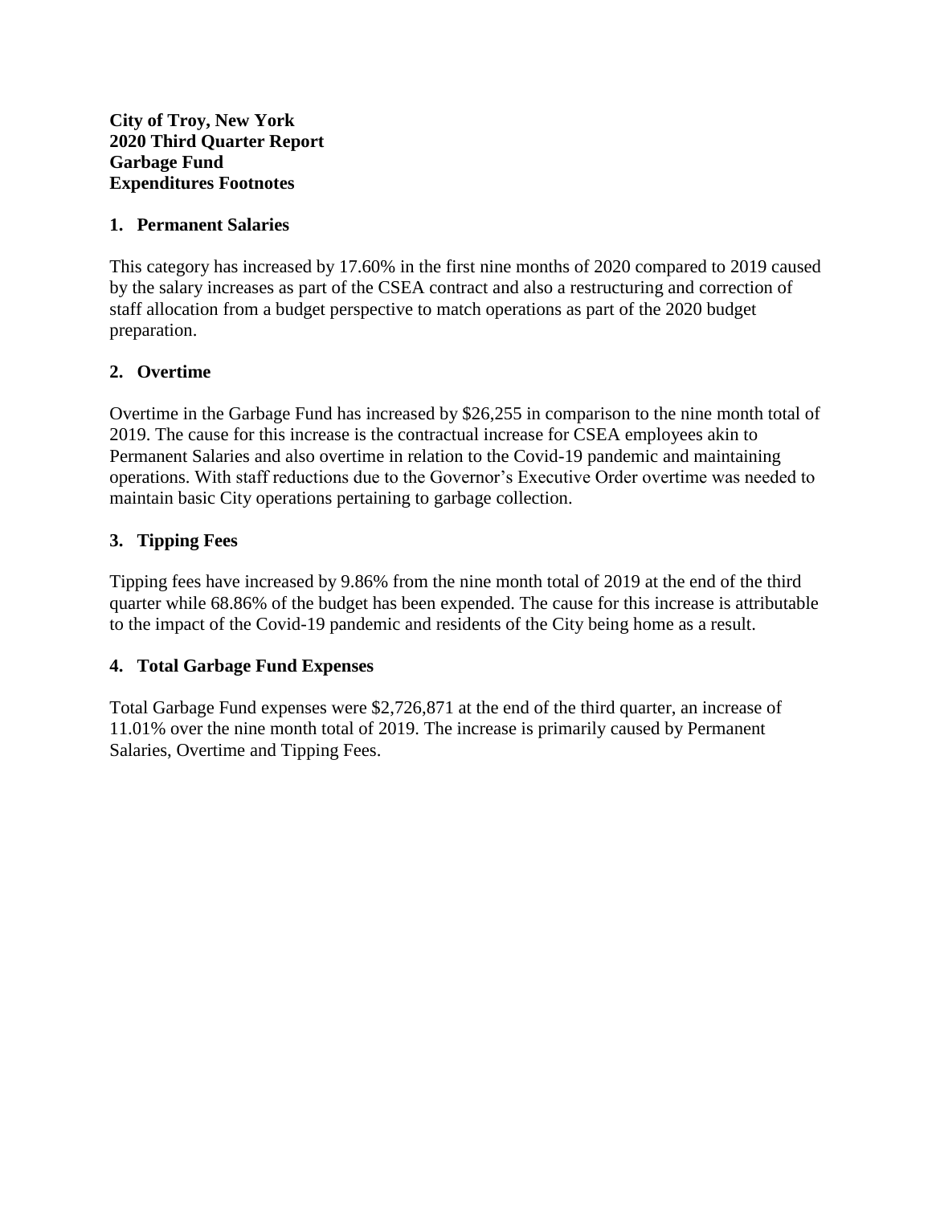**City of Troy, New York**
**2020 Third Quarter Report**
**Garbage Fund**
**Expenditures Footnotes**

## 1. Permanent Salaries

This category has increased by 17.60% in the first nine months of 2020 compared to 2019 caused by the salary increases as part of the CSEA contract and also a restructuring and correction of staff allocation from a budget perspective to match operations as part of the 2020 budget preparation.

## 2. Overtime

Overtime in the Garbage Fund has increased by $26,255 in comparison to the nine month total of 2019. The cause for this increase is the contractual increase for CSEA employees akin to Permanent Salaries and also overtime in relation to the Covid-19 pandemic and maintaining operations. With staff reductions due to the Governor's Executive Order overtime was needed to maintain basic City operations pertaining to garbage collection.

## 3. Tipping Fees

Tipping fees have increased by 9.86% from the nine month total of 2019 at the end of the third quarter while 68.86% of the budget has been expended. The cause for this increase is attributable to the impact of the Covid-19 pandemic and residents of the City being home as a result.

## 4. Total Garbage Fund Expenses

Total Garbage Fund expenses were $2,726,871 at the end of the third quarter, an increase of 11.01% over the nine month total of 2019. The increase is primarily caused by Permanent Salaries, Overtime and Tipping Fees.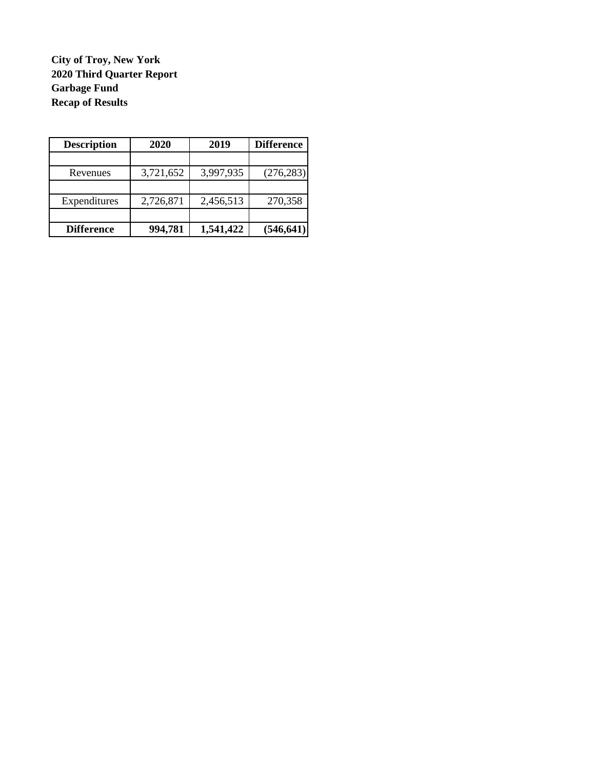**City of Troy, New York**
**2020 Third Quarter Report**
**Garbage Fund**
**Recap of Results**

| Description | 2020 | 2019 | Difference |
|---|---|---|---|
| | | | |
| Revenues | 3,721,652 | 3,997,935 | (276,283) |
| | | | |
| Expenditures | 2,726,871 | 2,456,513 | 270,358 |
| | | | |
| **Difference** | **994,781** | **1,541,422** | **(546,641)** |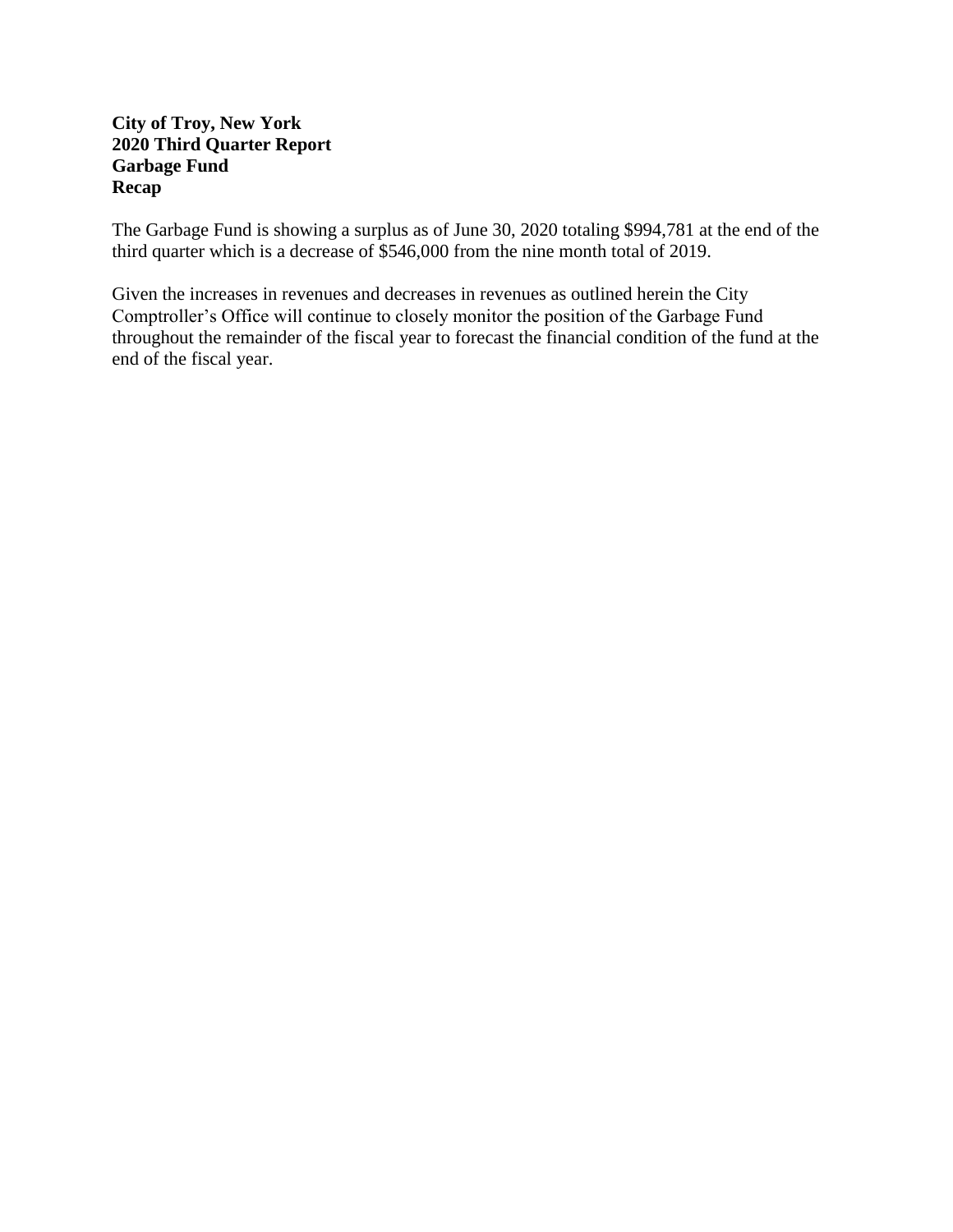**City of Troy, New York**
**2020 Third Quarter Report**
**Garbage Fund**
**Recap**

The Garbage Fund is showing a surplus as of June 30, 2020 totaling $994,781 at the end of the third quarter which is a decrease of $546,000 from the nine month total of 2019.

Given the increases in revenues and decreases in revenues as outlined herein the City Comptroller's Office will continue to closely monitor the position of the Garbage Fund throughout the remainder of the fiscal year to forecast the financial condition of the fund at the end of the fiscal year.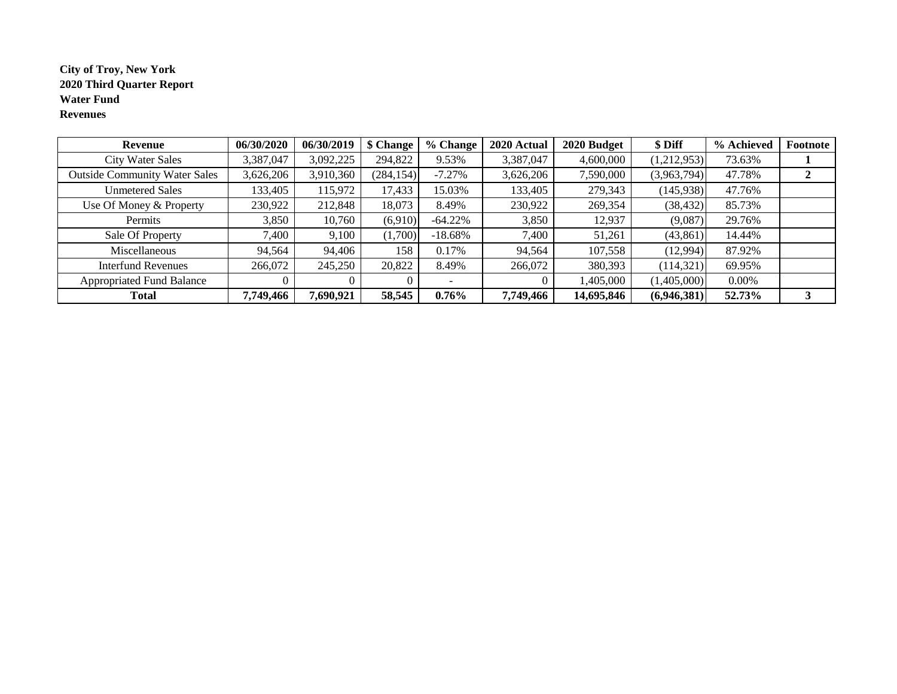**City of Troy, New York**
**2020 Third Quarter Report**
**Water Fund**
**Revenues**

| Revenue | 06/30/2020 | 06/30/2019 | $ Change | % Change | 2020 Actual | 2020 Budget | $ Diff | % Achieved | Footnote |
|---|---|---|---|---|---|---|---|---|---|
| City Water Sales | 3,387,047 | 3,092,225 | 294,822 | 9.53% | 3,387,047 | 4,600,000 | (1,212,953) | 73.63% | **1** |
| Outside Community Water Sales | 3,626,206 | 3,910,360 | (284,154) | -7.27% | 3,626,206 | 7,590,000 | (3,963,794) | 47.78% | **2** |
| Unmetered Sales | 133,405 | 115,972 | 17,433 | 15.03% | 133,405 | 279,343 | (145,938) | 47.76% | |
| Use Of Money & Property | 230,922 | 212,848 | 18,073 | 8.49% | 230,922 | 269,354 | (38,432) | 85.73% | |
| Permits | 3,850 | 10,760 | (6,910) | -64.22% | 3,850 | 12,937 | (9,087) | 29.76% | |
| Sale Of Property | 7,400 | 9,100 | (1,700) | -18.68% | 7,400 | 51,261 | (43,861) | 14.44% | |
| Miscellaneous | 94,564 | 94,406 | 158 | 0.17% | 94,564 | 107,558 | (12,994) | 87.92% | |
| Interfund Revenues | 266,072 | 245,250 | 20,822 | 8.49% | 266,072 | 380,393 | (114,321) | 69.95% | |
| Appropriated Fund Balance | 0 | 0 | 0 | - | 0 | 1,405,000 | (1,405,000) | 0.00% | |
| **Total** | **7,749,466** | **7,690,921** | **58,545** | **0.76%** | **7,749,466** | **14,695,846** | **(6,946,381)** | **52.73%** | **3** |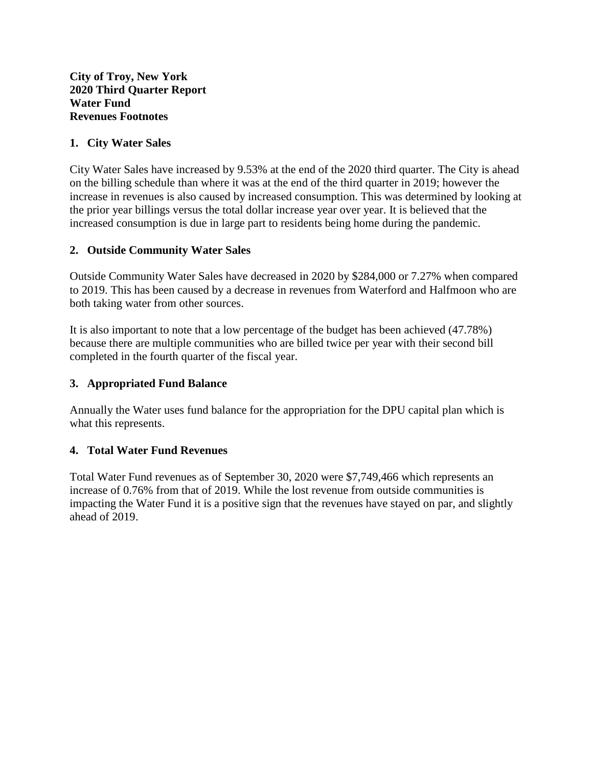**City of Troy, New York**
**2020 Third Quarter Report**
**Water Fund**
**Revenues Footnotes**

## 1. City Water Sales

City Water Sales have increased by 9.53% at the end of the 2020 third quarter. The City is ahead on the billing schedule than where it was at the end of the third quarter in 2019; however the increase in revenues is also caused by increased consumption. This was determined by looking at the prior year billings versus the total dollar increase year over year. It is believed that the increased consumption is due in large part to residents being home during the pandemic.

## 2. Outside Community Water Sales

Outside Community Water Sales have decreased in 2020 by $284,000 or 7.27% when compared to 2019. This has been caused by a decrease in revenues from Waterford and Halfmoon who are both taking water from other sources.

It is also important to note that a low percentage of the budget has been achieved (47.78%) because there are multiple communities who are billed twice per year with their second bill completed in the fourth quarter of the fiscal year.

## 3. Appropriated Fund Balance

Annually the Water uses fund balance for the appropriation for the DPU capital plan which is what this represents.

## 4. Total Water Fund Revenues

Total Water Fund revenues as of September 30, 2020 were $7,749,466 which represents an increase of 0.76% from that of 2019. While the lost revenue from outside communities is impacting the Water Fund it is a positive sign that the revenues have stayed on par, and slightly ahead of 2019.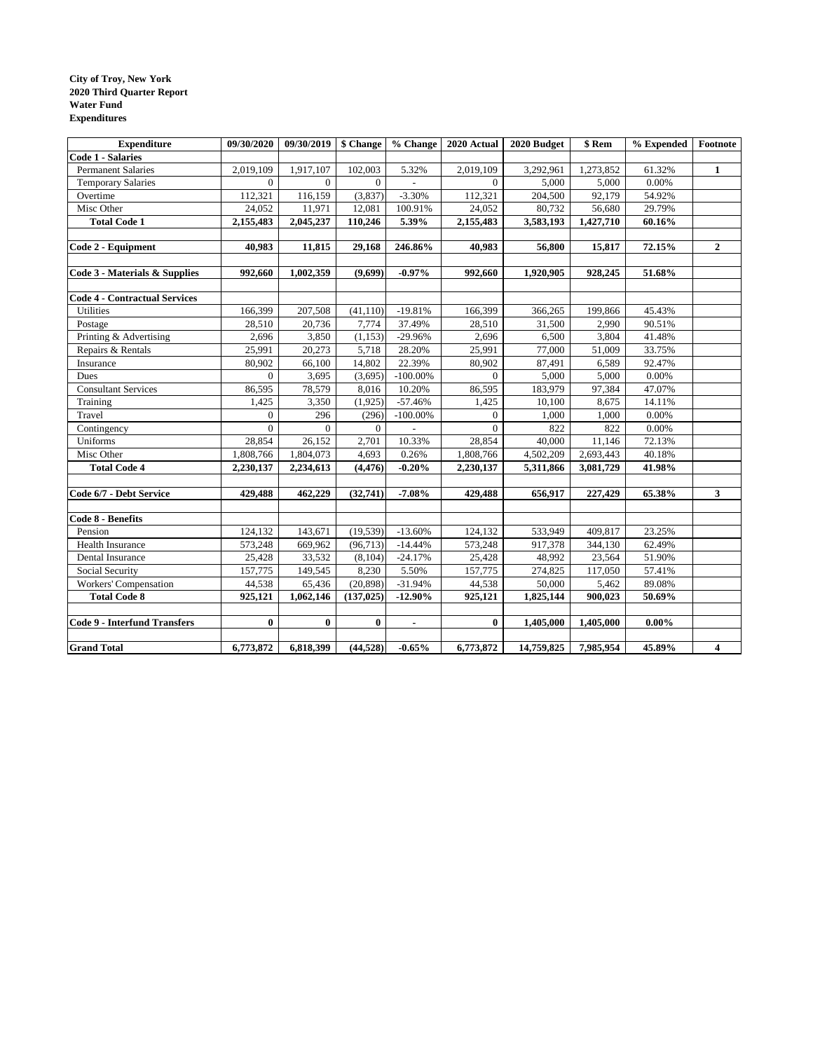**City of Troy, New York**
**2020 Third Quarter Report**
**Water Fund**
**Expenditures**

| Expenditure | 09/30/2020 | 09/30/2019 | $ Change | % Change | 2020 Actual | 2020 Budget | $ Rem | % Expended | Footnote |
|---|---|---|---|---|---|---|---|---|---|
| **Code 1 - Salaries** | | | | | | | | | |
| Permanent Salaries | 2,019,109 | 1,917,107 | 102,003 | 5.32% | 2,019,109 | 3,292,961 | 1,273,852 | 61.32% | 1 |
| Temporary Salaries | 0 | 0 | 0 | - | 0 | 5,000 | 5,000 | 0.00% | |
| Overtime | 112,321 | 116,159 | (3,837) | -3.30% | 112,321 | 204,500 | 92,179 | 54.92% | |
| Misc Other | 24,052 | 11,971 | 12,081 | 100.91% | 24,052 | 80,732 | 56,680 | 29.79% | |
| **Total Code 1** | **2,155,483** | **2,045,237** | **110,246** | **5.39%** | **2,155,483** | **3,583,193** | **1,427,710** | **60.16%** | |
| | | | | | | | | | |
| **Code 2 - Equipment** | **40,983** | **11,815** | **29,168** | **246.86%** | **40,983** | **56,800** | **15,817** | **72.15%** | **2** |
| | | | | | | | | | |
| **Code 3 - Materials & Supplies** | **992,660** | **1,002,359** | **(9,699)** | **-0.97%** | **992,660** | **1,920,905** | **928,245** | **51.68%** | |
| | | | | | | | | | |
| **Code 4 - Contractual Services** | | | | | | | | | |
| Utilities | 166,399 | 207,508 | (41,110) | -19.81% | 166,399 | 366,265 | 199,866 | 45.43% | |
| Postage | 28,510 | 20,736 | 7,774 | 37.49% | 28,510 | 31,500 | 2,990 | 90.51% | |
| Printing & Advertising | 2,696 | 3,850 | (1,153) | -29.96% | 2,696 | 6,500 | 3,804 | 41.48% | |
| Repairs & Rentals | 25,991 | 20,273 | 5,718 | 28.20% | 25,991 | 77,000 | 51,009 | 33.75% | |
| Insurance | 80,902 | 66,100 | 14,802 | 22.39% | 80,902 | 87,491 | 6,589 | 92.47% | |
| Dues | 0 | 3,695 | (3,695) | -100.00% | 0 | 5,000 | 5,000 | 0.00% | |
| Consultant Services | 86,595 | 78,579 | 8,016 | 10.20% | 86,595 | 183,979 | 97,384 | 47.07% | |
| Training | 1,425 | 3,350 | (1,925) | -57.46% | 1,425 | 10,100 | 8,675 | 14.11% | |
| Travel | 0 | 296 | (296) | -100.00% | 0 | 1,000 | 1,000 | 0.00% | |
| Contingency | 0 | 0 | 0 | - | 0 | 822 | 822 | 0.00% | |
| Uniforms | 28,854 | 26,152 | 2,701 | 10.33% | 28,854 | 40,000 | 11,146 | 72.13% | |
| Misc Other | 1,808,766 | 1,804,073 | 4,693 | 0.26% | 1,808,766 | 4,502,209 | 2,693,443 | 40.18% | |
| **Total Code 4** | **2,230,137** | **2,234,613** | **(4,476)** | **-0.20%** | **2,230,137** | **5,311,866** | **3,081,729** | **41.98%** | |
| | | | | | | | | | |
| **Code 6/7 - Debt Service** | **429,488** | **462,229** | **(32,741)** | **-7.08%** | **429,488** | **656,917** | **227,429** | **65.38%** | **3** |
| | | | | | | | | | |
| **Code 8 - Benefits** | | | | | | | | | |
| Pension | 124,132 | 143,671 | (19,539) | -13.60% | 124,132 | 533,949 | 409,817 | 23.25% | |
| Health Insurance | 573,248 | 669,962 | (96,713) | -14.44% | 573,248 | 917,378 | 344,130 | 62.49% | |
| Dental Insurance | 25,428 | 33,532 | (8,104) | -24.17% | 25,428 | 48,992 | 23,564 | 51.90% | |
| Social Security | 157,775 | 149,545 | 8,230 | 5.50% | 157,775 | 274,825 | 117,050 | 57.41% | |
| Workers' Compensation | 44,538 | 65,436 | (20,898) | -31.94% | 44,538 | 50,000 | 5,462 | 89.08% | |
| **Total Code 8** | **925,121** | **1,062,146** | **(137,025)** | **-12.90%** | **925,121** | **1,825,144** | **900,023** | **50.69%** | |
| | | | | | | | | | |
| **Code 9 - Interfund Transfers** | **0** | **0** | **0** | **-** | **0** | **1,405,000** | **1,405,000** | **0.00%** | |
| | | | | | | | | | |
| **Grand Total** | **6,773,872** | **6,818,399** | **(44,528)** | **-0.65%** | **6,773,872** | **14,759,825** | **7,985,954** | **45.89%** | **4** |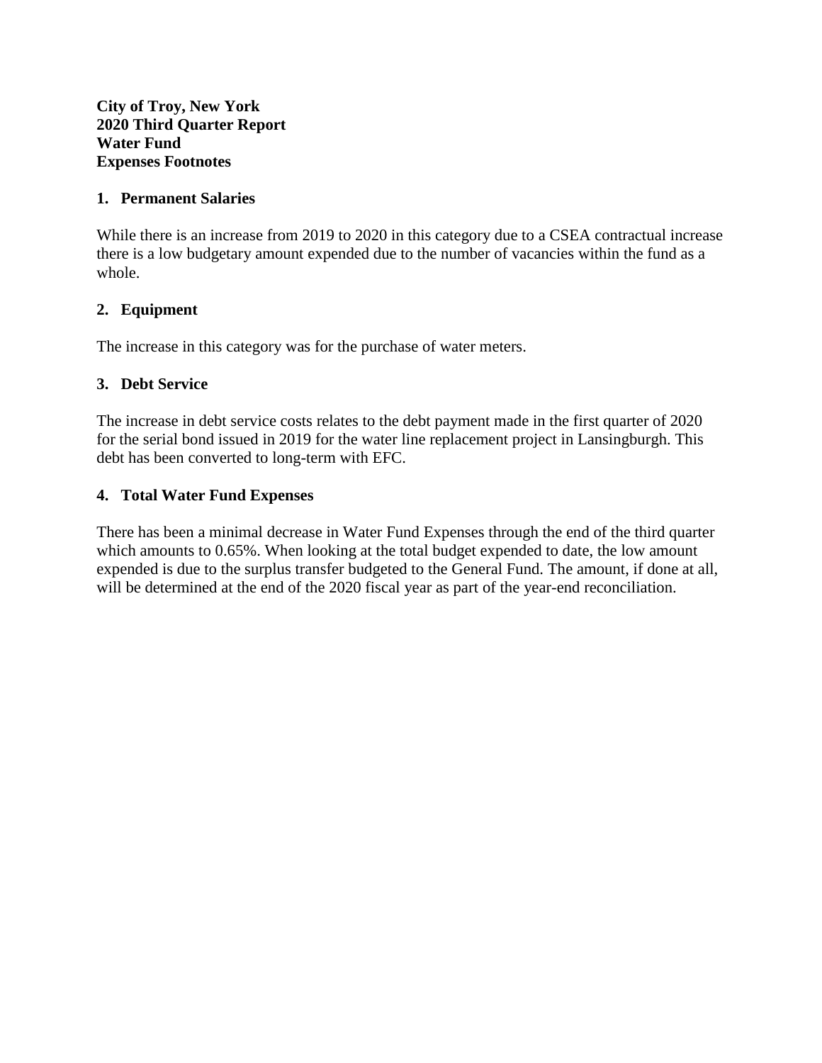**City of Troy, New York**
**2020 Third Quarter Report**
**Water Fund**
**Expenses Footnotes**

**1. Permanent Salaries**

While there is an increase from 2019 to 2020 in this category due to a CSEA contractual increase there is a low budgetary amount expended due to the number of vacancies within the fund as a whole.

**2. Equipment**

The increase in this category was for the purchase of water meters.

**3. Debt Service**

The increase in debt service costs relates to the debt payment made in the first quarter of 2020 for the serial bond issued in 2019 for the water line replacement project in Lansingburgh. This debt has been converted to long-term with EFC.

**4. Total Water Fund Expenses**

There has been a minimal decrease in Water Fund Expenses through the end of the third quarter which amounts to 0.65%. When looking at the total budget expended to date, the low amount expended is due to the surplus transfer budgeted to the General Fund. The amount, if done at all, will be determined at the end of the 2020 fiscal year as part of the year-end reconciliation.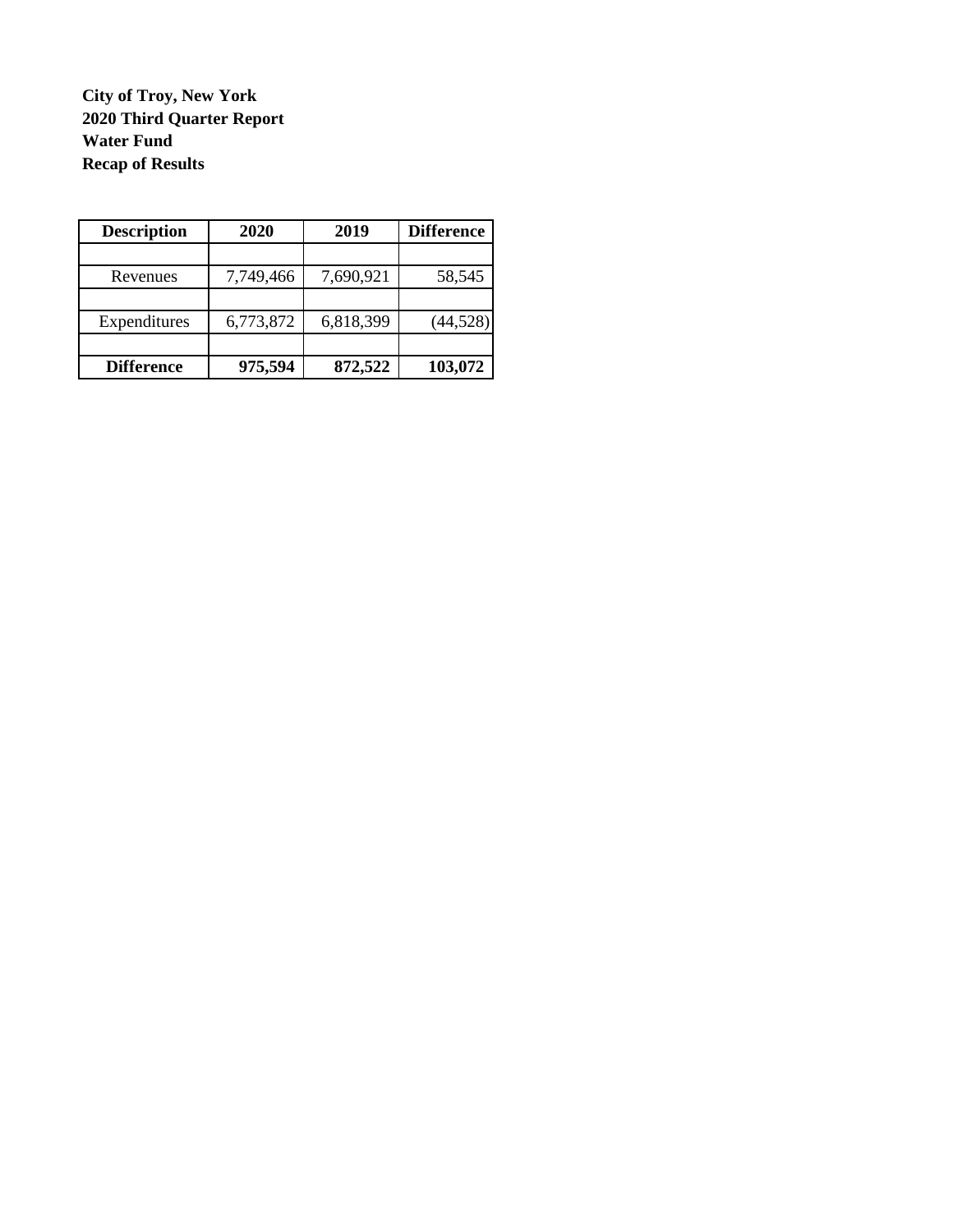**City of Troy, New York**
**2020 Third Quarter Report**
**Water Fund**
**Recap of Results**

| Description | 2020 | 2019 | Difference |
|---|---|---|---|
| | | | |
| Revenues | 7,749,466 | 7,690,921 | 58,545 |
| | | | |
| Expenditures | 6,773,872 | 6,818,399 | (44,528) |
| | | | |
| **Difference** | **975,594** | **872,522** | **103,072** |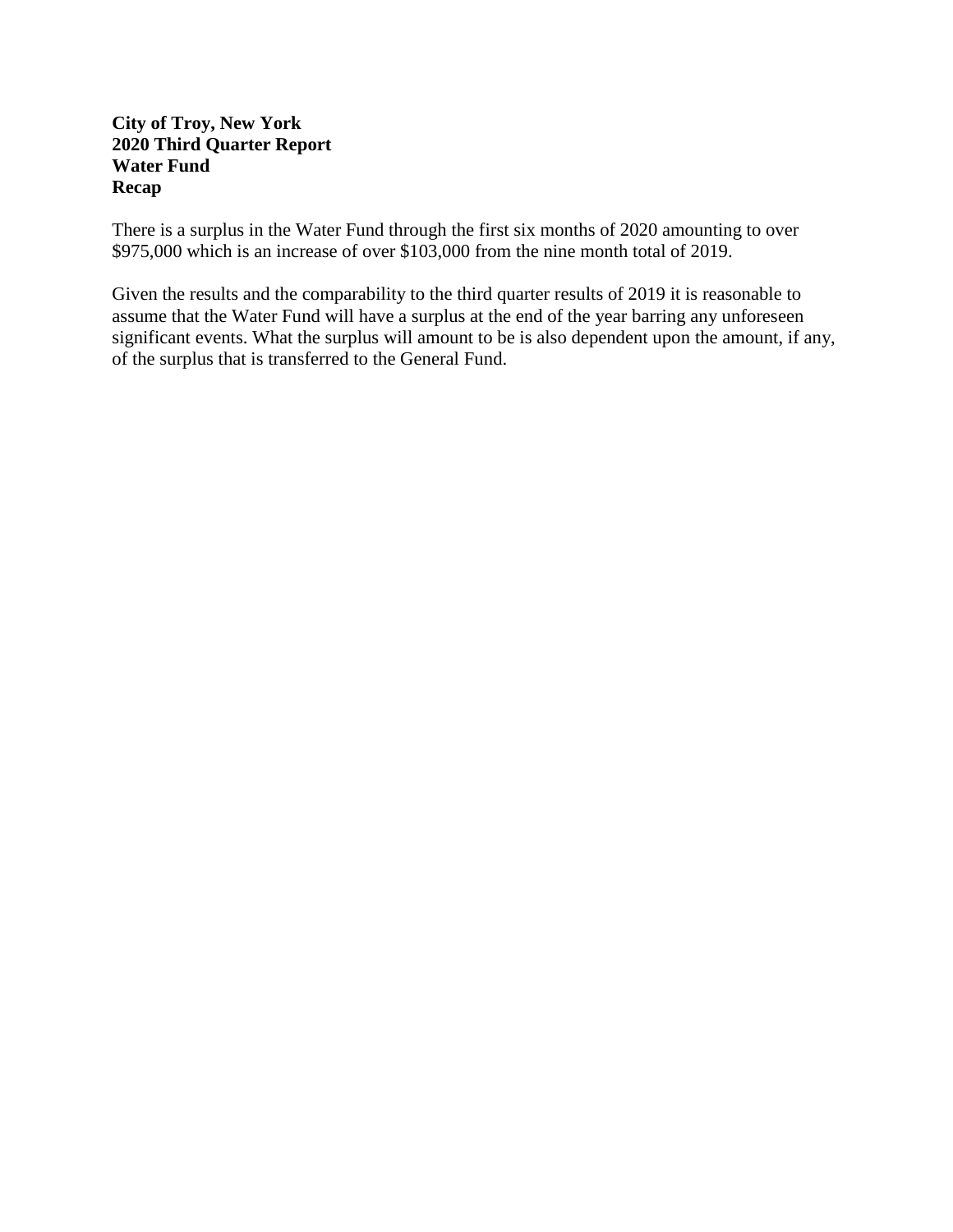**City of Troy, New York**
**2020 Third Quarter Report**
**Water Fund**
**Recap**

There is a surplus in the Water Fund through the first six months of 2020 amounting to over $975,000 which is an increase of over $103,000 from the nine month total of 2019.

Given the results and the comparability to the third quarter results of 2019 it is reasonable to assume that the Water Fund will have a surplus at the end of the year barring any unforeseen significant events. What the surplus will amount to be is also dependent upon the amount, if any, of the surplus that is transferred to the General Fund.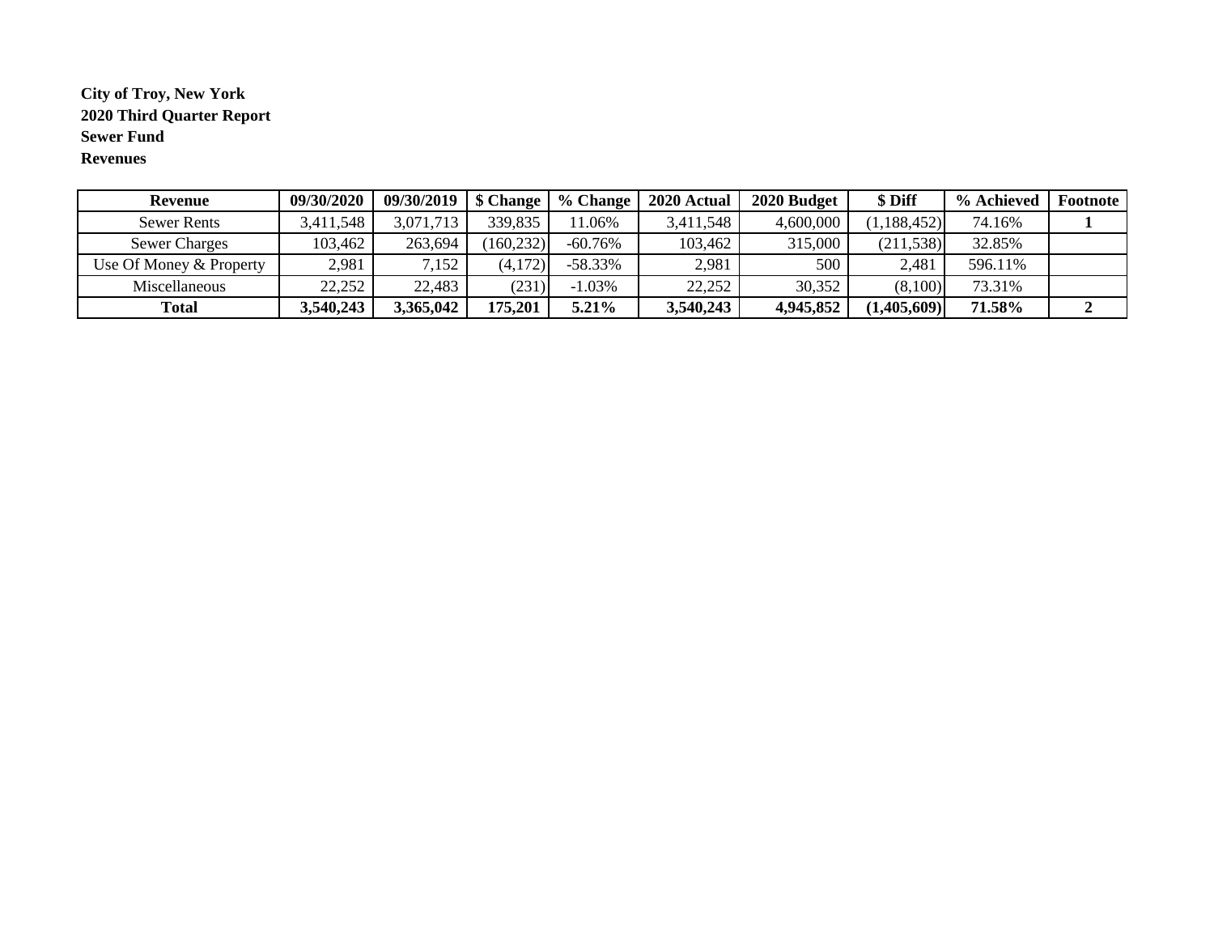**City of Troy, New York**
**2020 Third Quarter Report**
**Sewer Fund**
**Revenues**

| Revenue | 09/30/2020 | 09/30/2019 | $ Change | % Change | 2020 Actual | 2020 Budget | $ Diff | % Achieved | Footnote |
|---|---|---|---|---|---|---|---|---|---|
| Sewer Rents | 3,411,548 | 3,071,713 | 339,835 | 11.06% | 3,411,548 | 4,600,000 | (1,188,452) | 74.16% | **1** |
| Sewer Charges | 103,462 | 263,694 | (160,232) | -60.76% | 103,462 | 315,000 | (211,538) | 32.85% | |
| Use Of Money & Property | 2,981 | 7,152 | (4,172) | -58.33% | 2,981 | 500 | 2,481 | 596.11% | |
| Miscellaneous | 22,252 | 22,483 | (231) | -1.03% | 22,252 | 30,352 | (8,100) | 73.31% | |
| **Total** | **3,540,243** | **3,365,042** | **175,201** | **5.21%** | **3,540,243** | **4,945,852** | **(1,405,609)** | **71.58%** | **2** |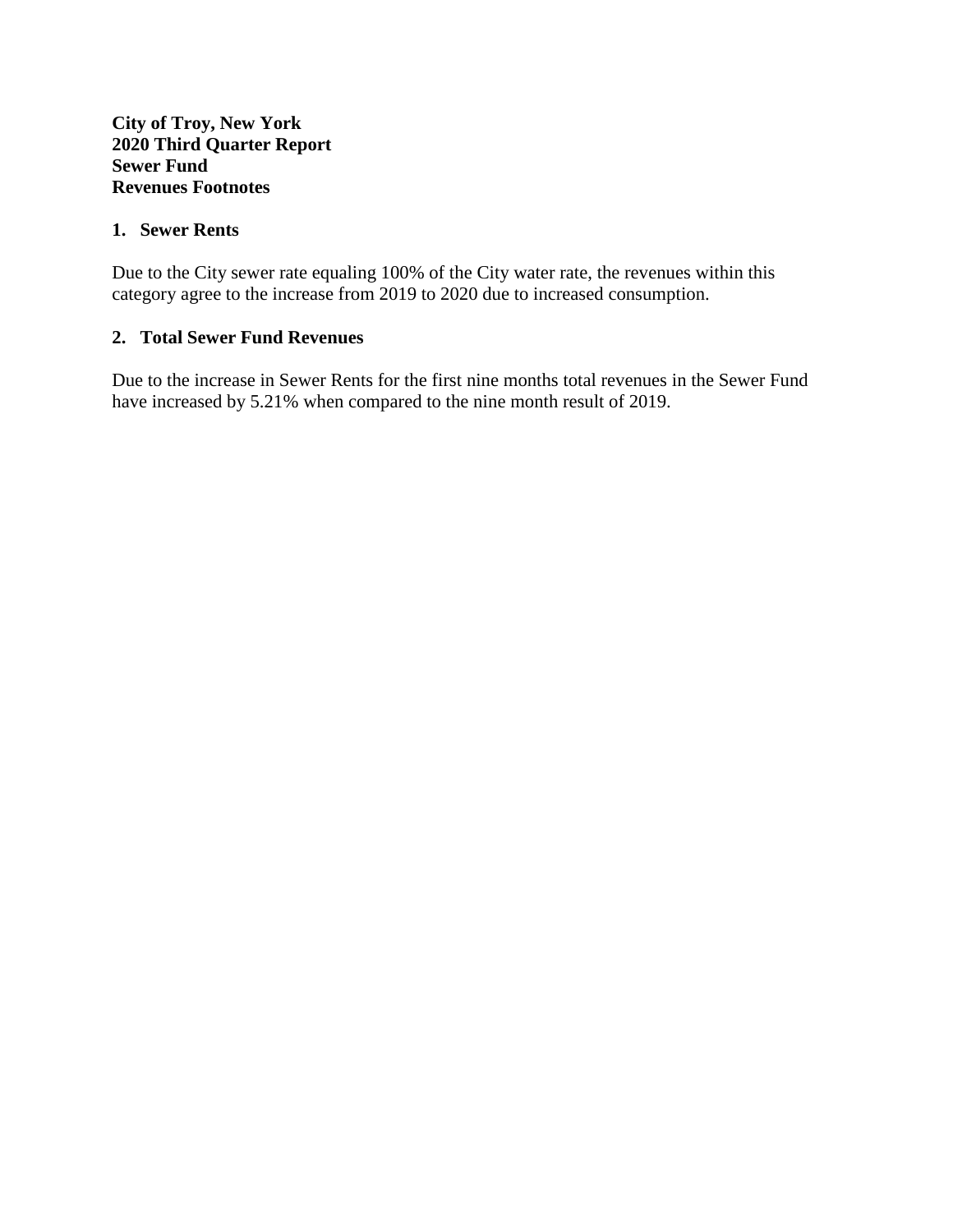**City of Troy, New York**
**2020 Third Quarter Report**
**Sewer Fund**
**Revenues Footnotes**

1. **Sewer Rents**

Due to the City sewer rate equaling 100% of the City water rate, the revenues within this category agree to the increase from 2019 to 2020 due to increased consumption.

2. **Total Sewer Fund Revenues**

Due to the increase in Sewer Rents for the first nine months total revenues in the Sewer Fund have increased by 5.21% when compared to the nine month result of 2019.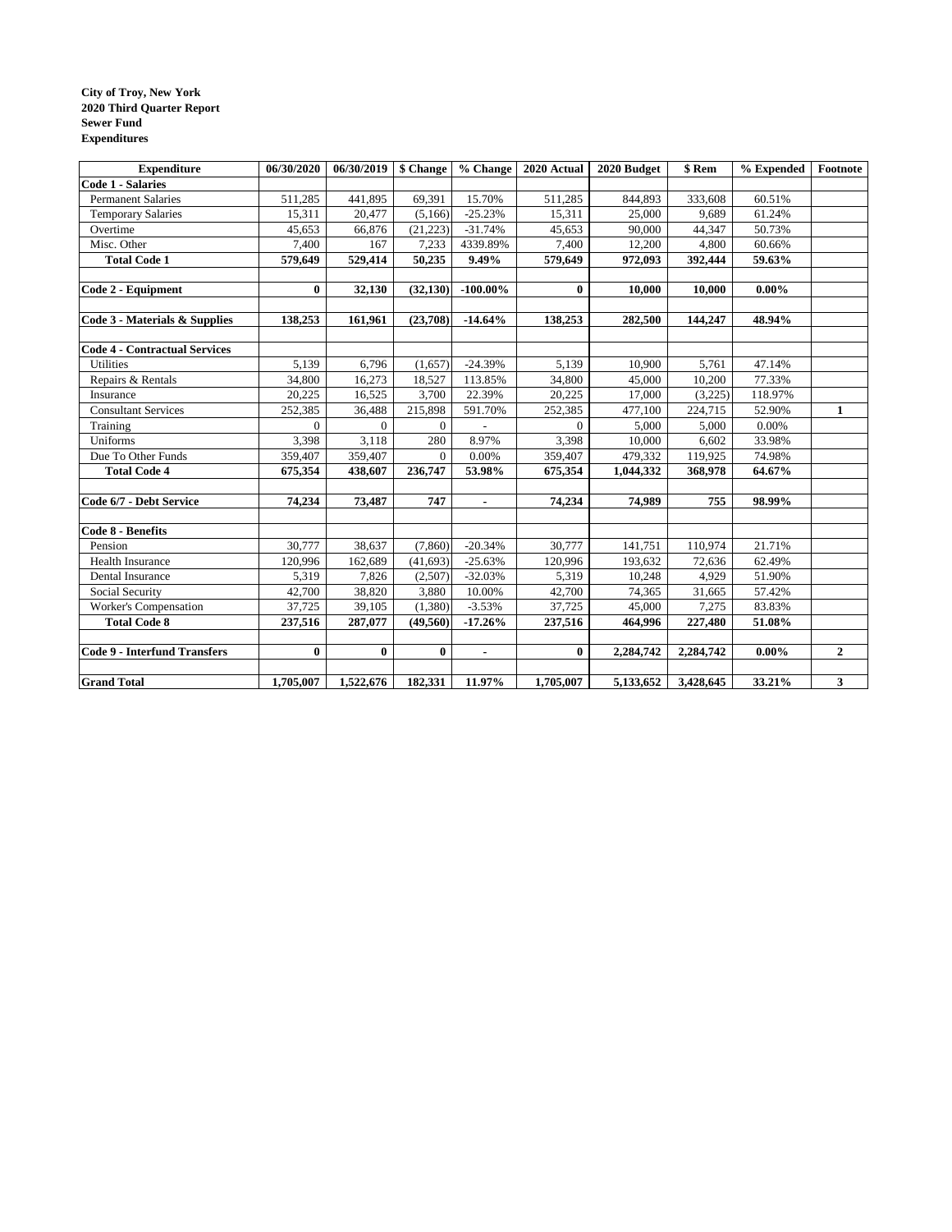**City of Troy, New York**
**2020 Third Quarter Report**
**Sewer Fund**
**Expenditures**

| Expenditure | 06/30/2020 | 06/30/2019 | $ Change | % Change | 2020 Actual | 2020 Budget | $ Rem | % Expended | Footnote |
|---|---|---|---|---|---|---|---|---|---|
| **Code 1 - Salaries** | | | | | | | | | |
| Permanent Salaries | 511,285 | 441,895 | 69,391 | 15.70% | 511,285 | 844,893 | 333,608 | 60.51% | |
| Temporary Salaries | 15,311 | 20,477 | (5,166) | -25.23% | 15,311 | 25,000 | 9,689 | 61.24% | |
| Overtime | 45,653 | 66,876 | (21,223) | -31.74% | 45,653 | 90,000 | 44,347 | 50.73% | |
| Misc. Other | 7,400 | 167 | 7,233 | 4339.89% | 7,400 | 12,200 | 4,800 | 60.66% | |
| **Total Code 1** | **579,649** | **529,414** | **50,235** | **9.49%** | **579,649** | **972,093** | **392,444** | **59.63%** | |
| | | | | | | | | | |
| **Code 2 - Equipment** | **0** | **32,130** | **(32,130)** | **-100.00%** | **0** | **10,000** | **10,000** | **0.00%** | |
| | | | | | | | | | |
| **Code 3 - Materials & Supplies** | **138,253** | **161,961** | **(23,708)** | **-14.64%** | **138,253** | **282,500** | **144,247** | **48.94%** | |
| | | | | | | | | | |
| **Code 4 - Contractual Services** | | | | | | | | | |
| Utilities | 5,139 | 6,796 | (1,657) | -24.39% | 5,139 | 10,900 | 5,761 | 47.14% | |
| Repairs & Rentals | 34,800 | 16,273 | 18,527 | 113.85% | 34,800 | 45,000 | 10,200 | 77.33% | |
| Insurance | 20,225 | 16,525 | 3,700 | 22.39% | 20,225 | 17,000 | (3,225) | 118.97% | |
| Consultant Services | 252,385 | 36,488 | 215,898 | 591.70% | 252,385 | 477,100 | 224,715 | 52.90% | **1** |
| Training | 0 | 0 | 0 | - | 0 | 5,000 | 5,000 | 0.00% | |
| Uniforms | 3,398 | 3,118 | 280 | 8.97% | 3,398 | 10,000 | 6,602 | 33.98% | |
| Due To Other Funds | 359,407 | 359,407 | 0 | 0.00% | 359,407 | 479,332 | 119,925 | 74.98% | |
| **Total Code 4** | **675,354** | **438,607** | **236,747** | **53.98%** | **675,354** | **1,044,332** | **368,978** | **64.67%** | |
| | | | | | | | | | |
| **Code 6/7 - Debt Service** | **74,234** | **73,487** | **747** | **-** | **74,234** | **74,989** | **755** | **98.99%** | |
| | | | | | | | | | |
| **Code 8 - Benefits** | | | | | | | | | |
| Pension | 30,777 | 38,637 | (7,860) | -20.34% | 30,777 | 141,751 | 110,974 | 21.71% | |
| Health Insurance | 120,996 | 162,689 | (41,693) | -25.63% | 120,996 | 193,632 | 72,636 | 62.49% | |
| Dental Insurance | 5,319 | 7,826 | (2,507) | -32.03% | 5,319 | 10,248 | 4,929 | 51.90% | |
| Social Security | 42,700 | 38,820 | 3,880 | 10.00% | 42,700 | 74,365 | 31,665 | 57.42% | |
| Worker's Compensation | 37,725 | 39,105 | (1,380) | -3.53% | 37,725 | 45,000 | 7,275 | 83.83% | |
| **Total Code 8** | **237,516** | **287,077** | **(49,560)** | **-17.26%** | **237,516** | **464,996** | **227,480** | **51.08%** | |
| | | | | | | | | | |
| **Code 9 - Interfund Transfers** | **0** | **0** | **0** | **-** | **0** | **2,284,742** | **2,284,742** | **0.00%** | **2** |
| | | | | | | | | | |
| **Grand Total** | **1,705,007** | **1,522,676** | **182,331** | **11.97%** | **1,705,007** | **5,133,652** | **3,428,645** | **33.21%** | **3** |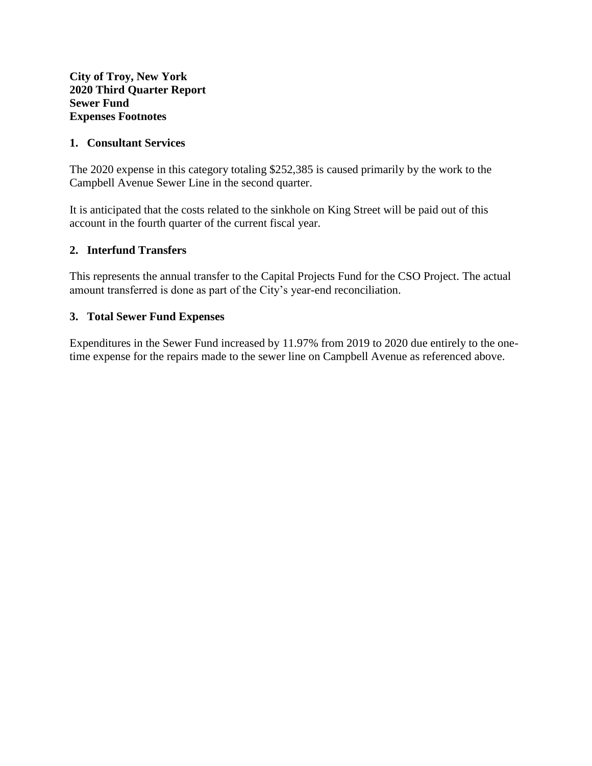**City of Troy, New York**
**2020 Third Quarter Report**
**Sewer Fund**
**Expenses Footnotes**

## 1. Consultant Services

The 2020 expense in this category totaling $252,385 is caused primarily by the work to the Campbell Avenue Sewer Line in the second quarter.

It is anticipated that the costs related to the sinkhole on King Street will be paid out of this account in the fourth quarter of the current fiscal year.

## 2. Interfund Transfers

This represents the annual transfer to the Capital Projects Fund for the CSO Project. The actual amount transferred is done as part of the City's year-end reconciliation.

## 3. Total Sewer Fund Expenses

Expenditures in the Sewer Fund increased by 11.97% from 2019 to 2020 due entirely to the one-time expense for the repairs made to the sewer line on Campbell Avenue as referenced above.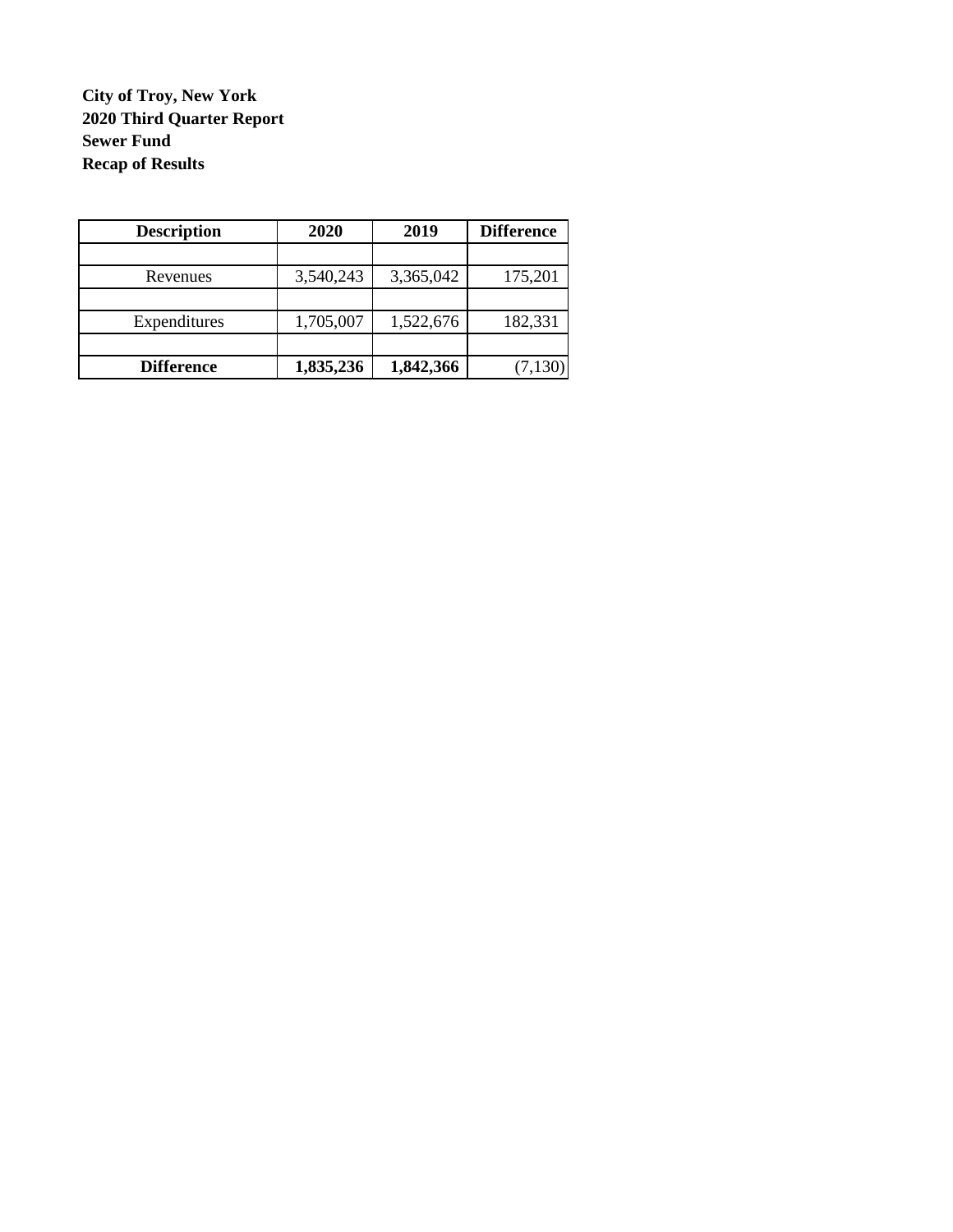**City of Troy, New York**
**2020 Third Quarter Report**
**Sewer Fund**
**Recap of Results**

| Description | 2020 | 2019 | Difference |
|---|---|---|---|
| | | | |
| Revenues | 3,540,243 | 3,365,042 | 175,201 |
| | | | |
| Expenditures | 1,705,007 | 1,522,676 | 182,331 |
| | | | |
| **Difference** | **1,835,236** | **1,842,366** | (7,130) |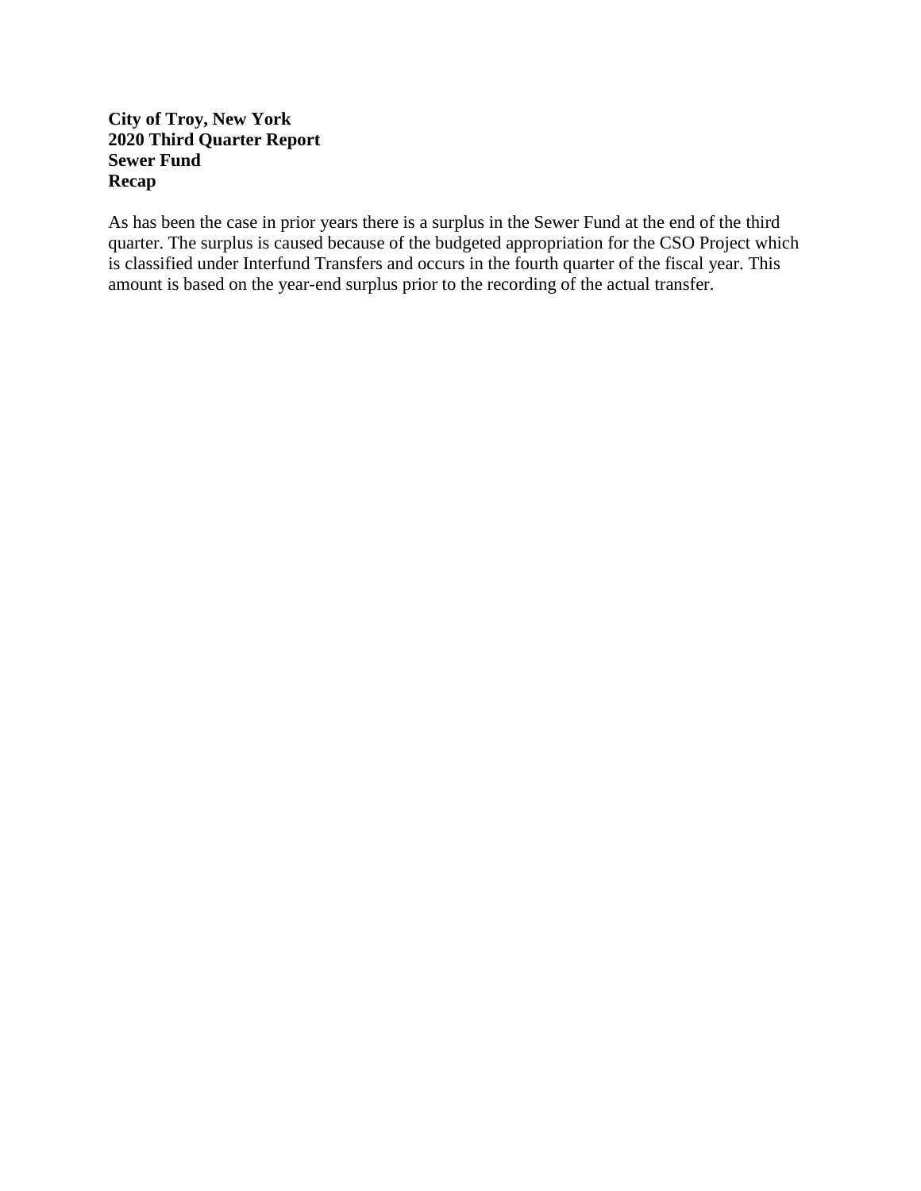**City of Troy, New York**
**2020 Third Quarter Report**
**Sewer Fund**
**Recap**

As has been the case in prior years there is a surplus in the Sewer Fund at the end of the third quarter. The surplus is caused because of the budgeted appropriation for the CSO Project which is classified under Interfund Transfers and occurs in the fourth quarter of the fiscal year. This amount is based on the year-end surplus prior to the recording of the actual transfer.